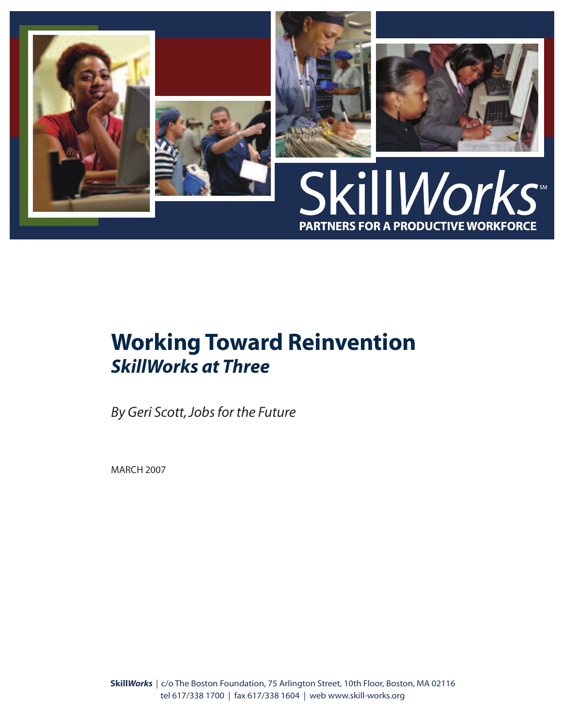SkillWorks[SM]

PARTNERS FOR A PRODUCTIVE WORKFORCE

# Working Toward Reinvention

## *SkillWorks at Three*

*By Geri Scott, Jobs for the Future*

MARCH 2007

**Skill*Works*** | c/o The Boston Foundation, 75 Arlington Street, 10th Floor, Boston, MA 02116
tel 617/338 1700 | fax 617/338 1604 | web www.skill-works.org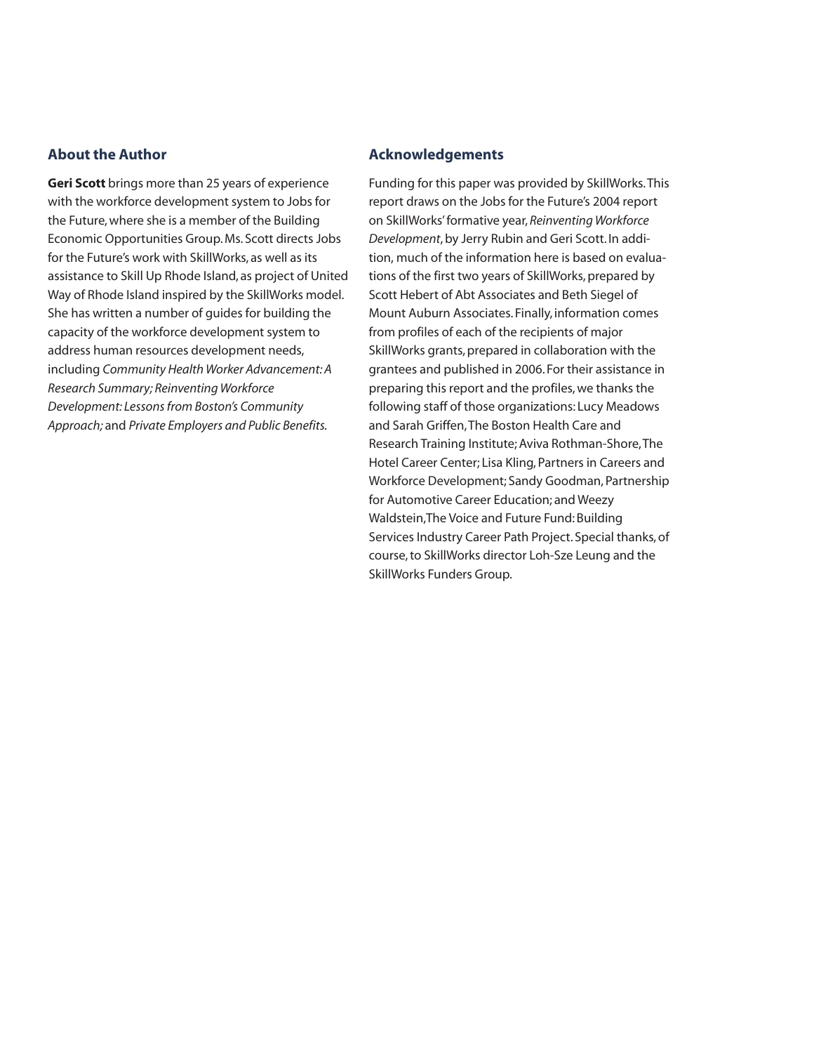## About the Author

**Geri Scott** brings more than 25 years of experience with the workforce development system to Jobs for the Future, where she is a member of the Building Economic Opportunities Group. Ms. Scott directs Jobs for the Future's work with SkillWorks, as well as its assistance to Skill Up Rhode Island, as project of United Way of Rhode Island inspired by the SkillWorks model. She has written a number of guides for building the capacity of the workforce development system to address human resources development needs, including *Community Health Worker Advancement: A Research Summary; Reinventing Workforce Development: Lessons from Boston's Community Approach;* and *Private Employers and Public Benefits.*

## Acknowledgements

Funding for this paper was provided by SkillWorks. This report draws on the Jobs for the Future's 2004 report on SkillWorks' formative year, *Reinventing Workforce Development*, by Jerry Rubin and Geri Scott. In addition, much of the information here is based on evaluations of the first two years of SkillWorks, prepared by Scott Hebert of Abt Associates and Beth Siegel of Mount Auburn Associates. Finally, information comes from profiles of each of the recipients of major SkillWorks grants, prepared in collaboration with the grantees and published in 2006. For their assistance in preparing this report and the profiles, we thanks the following staff of those organizations: Lucy Meadows and Sarah Griffen, The Boston Health Care and Research Training Institute; Aviva Rothman-Shore, The Hotel Career Center; Lisa Kling, Partners in Careers and Workforce Development; Sandy Goodman, Partnership for Automotive Career Education; and Weezy Waldstein, The Voice and Future Fund: Building Services Industry Career Path Project. Special thanks, of course, to SkillWorks director Loh-Sze Leung and the SkillWorks Funders Group.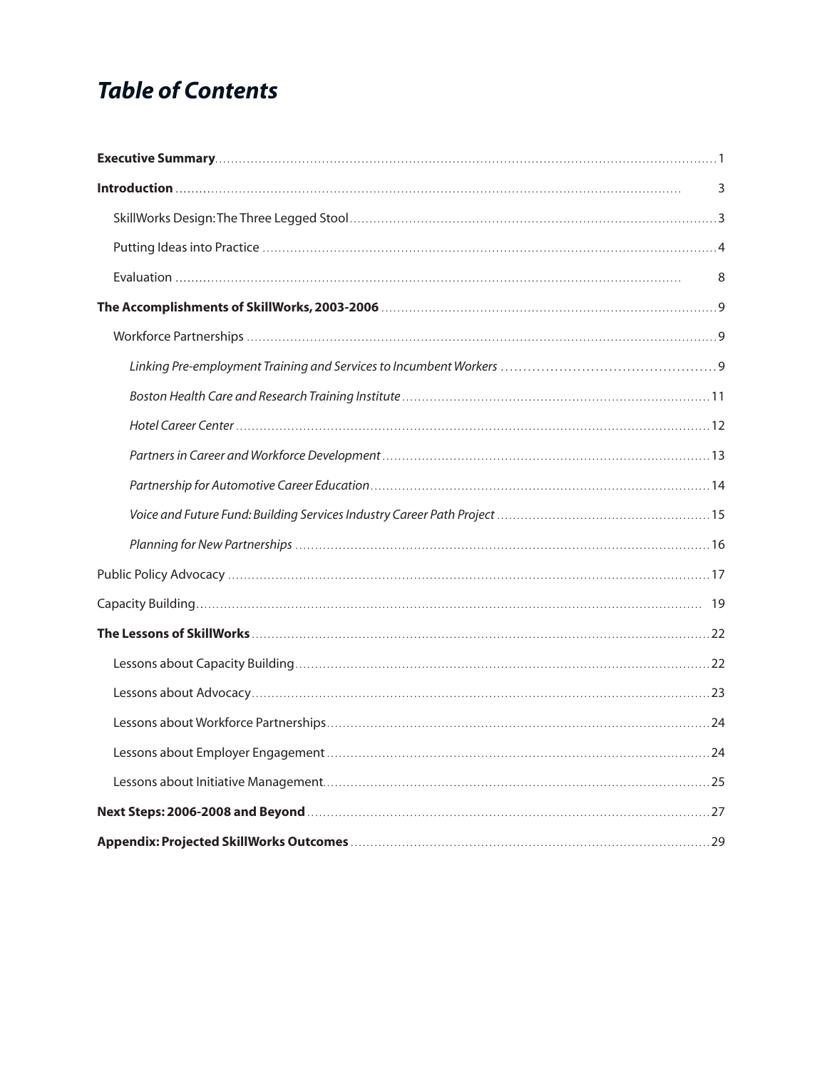# *Table of Contents*

**Executive Summary** .... 1

**Introduction** .... 3

- SkillWorks Design: The Three Legged Stool .... 3
- Putting Ideas into Practice .... 4
- Evaluation .... 8

**The Accomplishments of SkillWorks, 2003-2006** .... 9

- Workforce Partnerships .... 9
  - *Linking Pre-employment Training and Services to Incumbent Workers* .... 9
  - *Boston Health Care and Research Training Institute* .... 11
  - *Hotel Career Center* .... 12
  - *Partners in Career and Workforce Development* .... 13
  - *Partnership for Automotive Career Education* .... 14
  - *Voice and Future Fund: Building Services Industry Career Path Project* .... 15
  - *Planning for New Partnerships* .... 16

Public Policy Advocacy .... 17

Capacity Building .... 19

**The Lessons of SkillWorks** .... 22

- Lessons about Capacity Building .... 22
- Lessons about Advocacy .... 23
- Lessons about Workforce Partnerships .... 24
- Lessons about Employer Engagement .... 24
- Lessons about Initiative Management .... 25

**Next Steps: 2006-2008 and Beyond** .... 27

**Appendix: Projected SkillWorks Outcomes** .... 29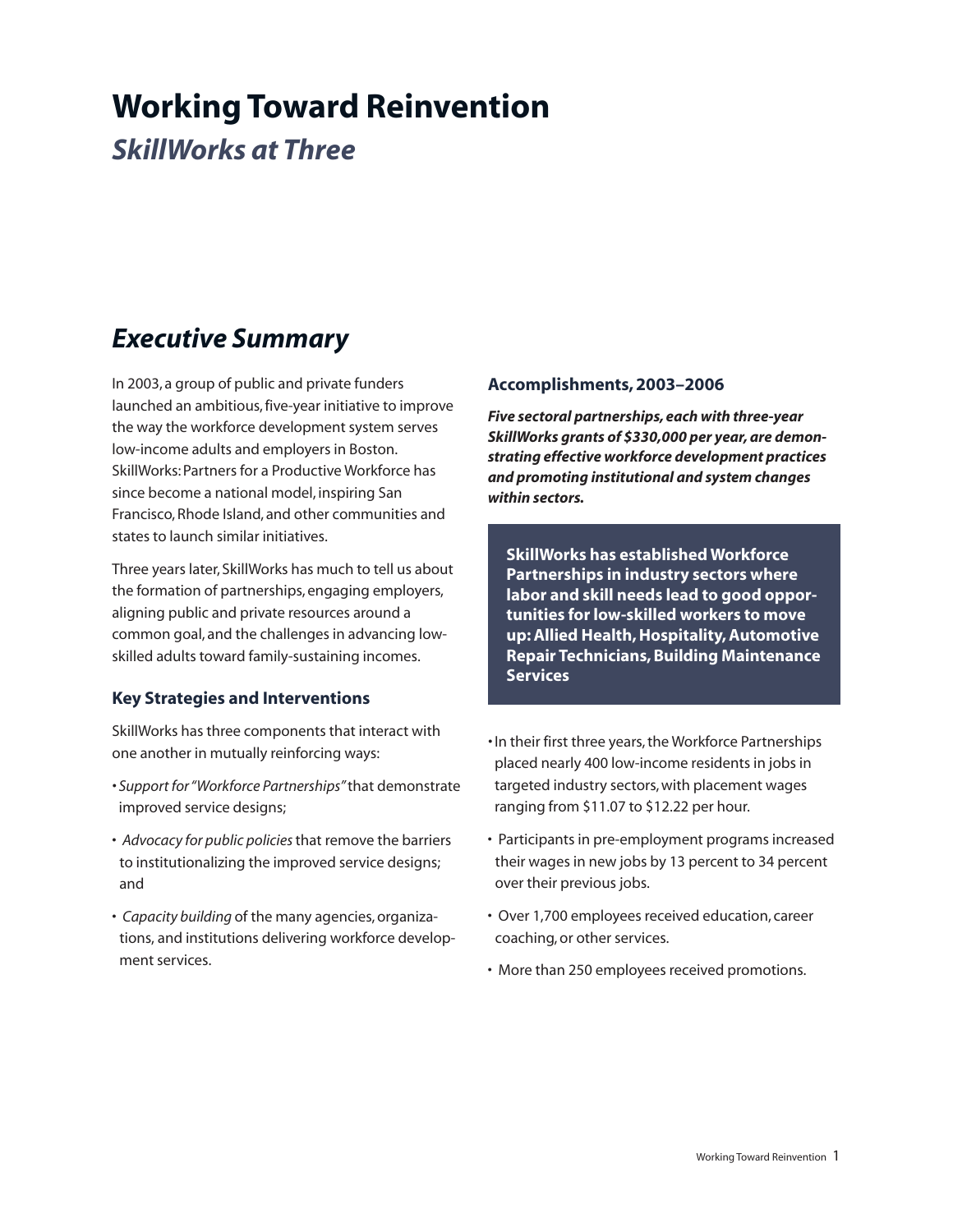# Working Toward Reinvention

## *SkillWorks at Three*

## *Executive Summary*

In 2003, a group of public and private funders launched an ambitious, five-year initiative to improve the way the workforce development system serves low-income adults and employers in Boston. SkillWorks: Partners for a Productive Workforce has since become a national model, inspiring San Francisco, Rhode Island, and other communities and states to launch similar initiatives.

Three years later, SkillWorks has much to tell us about the formation of partnerships, engaging employers, aligning public and private resources around a common goal, and the challenges in advancing low-skilled adults toward family-sustaining incomes.

### Key Strategies and Interventions

SkillWorks has three components that interact with one another in mutually reinforcing ways:

- *Support for "Workforce Partnerships"* that demonstrate improved service designs;
- *Advocacy for public policies* that remove the barriers to institutionalizing the improved service designs; and
- *Capacity building* of the many agencies, organizations, and institutions delivering workforce development services.

### Accomplishments, 2003–2006

***Five sectoral partnerships, each with three-year SkillWorks grants of $330,000 per year, are demonstrating effective workforce development practices and promoting institutional and system changes within sectors.***

**SkillWorks has established Workforce Partnerships in industry sectors where labor and skill needs lead to good opportunities for low-skilled workers to move up: Allied Health, Hospitality, Automotive Repair Technicians, Building Maintenance Services**

- In their first three years, the Workforce Partnerships placed nearly 400 low-income residents in jobs in targeted industry sectors, with placement wages ranging from $11.07 to $12.22 per hour.
- Participants in pre-employment programs increased their wages in new jobs by 13 percent to 34 percent over their previous jobs.
- Over 1,700 employees received education, career coaching, or other services.
- More than 250 employees received promotions.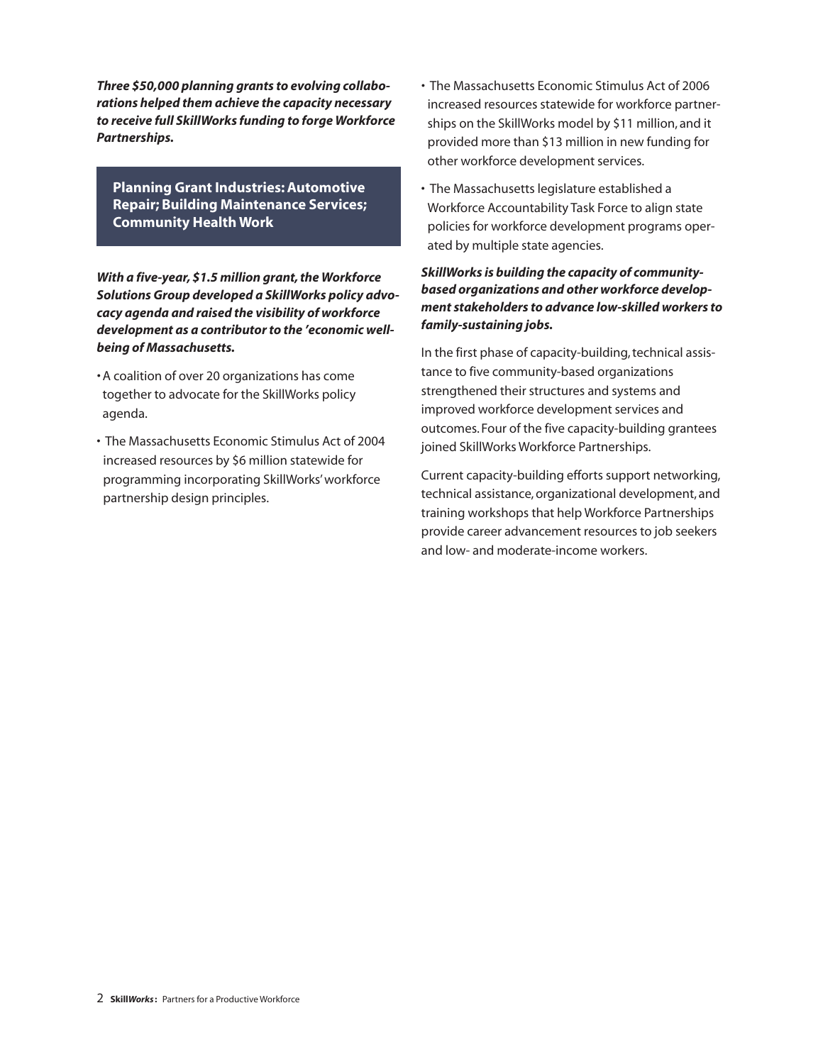***Three $50,000 planning grants to evolving collaborations helped them achieve the capacity necessary to receive full SkillWorks funding to forge Workforce Partnerships.***

**Planning Grant Industries: Automotive Repair; Building Maintenance Services; Community Health Work**

***With a five-year, $1.5 million grant, the Workforce Solutions Group developed a SkillWorks policy advocacy agenda and raised the visibility of workforce development as a contributor to the 'economic well-being of Massachusetts.***

- A coalition of over 20 organizations has come together to advocate for the SkillWorks policy agenda.
- The Massachusetts Economic Stimulus Act of 2004 increased resources by $6 million statewide for programming incorporating SkillWorks' workforce partnership design principles.
- The Massachusetts Economic Stimulus Act of 2006 increased resources statewide for workforce partnerships on the SkillWorks model by $11 million, and it provided more than $13 million in new funding for other workforce development services.
- The Massachusetts legislature established a Workforce Accountability Task Force to align state policies for workforce development programs operated by multiple state agencies.

***SkillWorks is building the capacity of community-based organizations and other workforce development stakeholders to advance low-skilled workers to family-sustaining jobs.***

In the first phase of capacity-building, technical assistance to five community-based organizations strengthened their structures and systems and improved workforce development services and outcomes. Four of the five capacity-building grantees joined SkillWorks Workforce Partnerships.

Current capacity-building efforts support networking, technical assistance, organizational development, and training workshops that help Workforce Partnerships provide career advancement resources to job seekers and low- and moderate-income workers.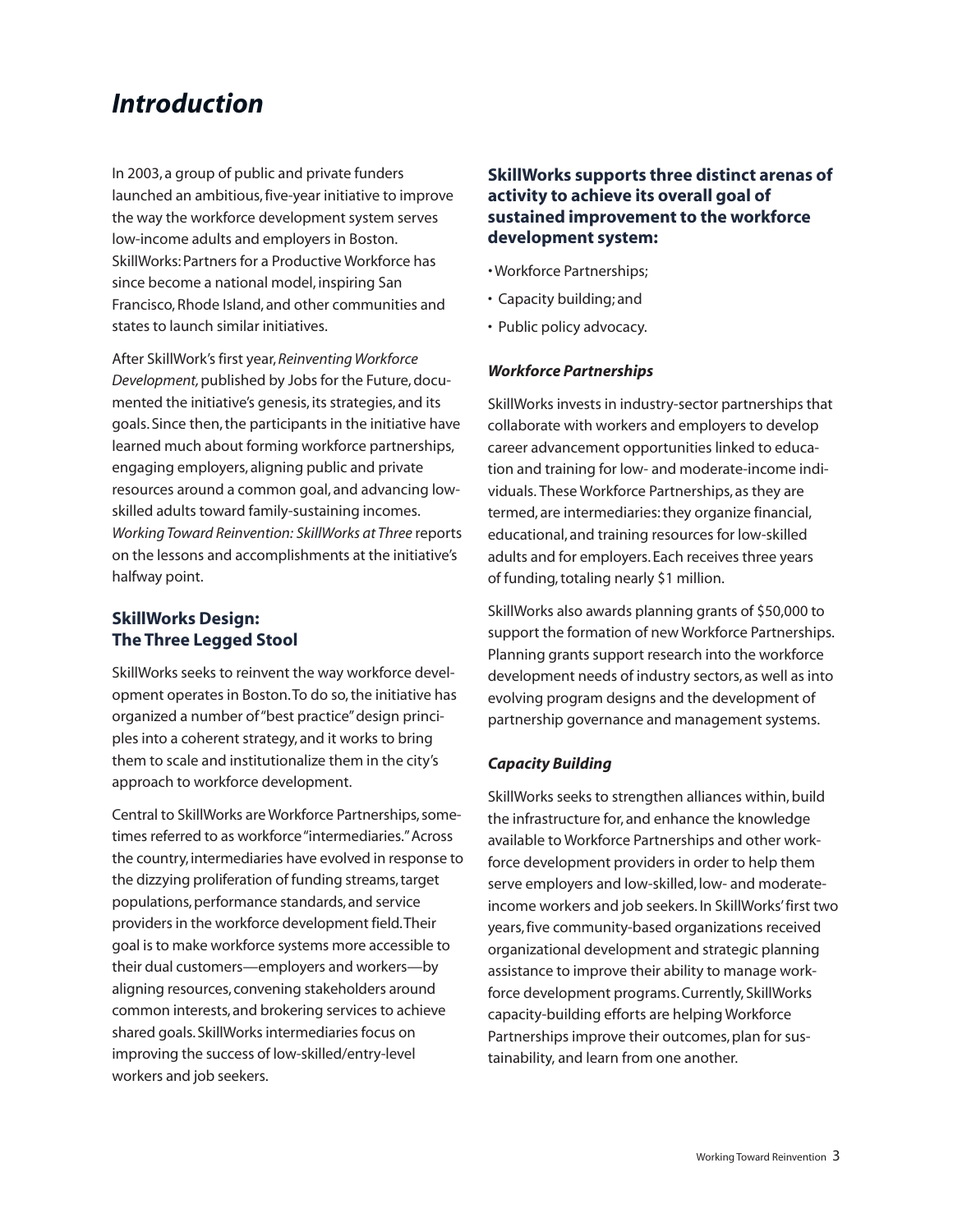# *Introduction*

In 2003, a group of public and private funders launched an ambitious, five-year initiative to improve the way the workforce development system serves low-income adults and employers in Boston. SkillWorks: Partners for a Productive Workforce has since become a national model, inspiring San Francisco, Rhode Island, and other communities and states to launch similar initiatives.

After SkillWork's first year, *Reinventing Workforce Development,* published by Jobs for the Future, documented the initiative's genesis, its strategies, and its goals. Since then, the participants in the initiative have learned much about forming workforce partnerships, engaging employers, aligning public and private resources around a common goal, and advancing low-skilled adults toward family-sustaining incomes. *Working Toward Reinvention: SkillWorks at Three* reports on the lessons and accomplishments at the initiative's halfway point.

## SkillWorks Design: The Three Legged Stool

SkillWorks seeks to reinvent the way workforce development operates in Boston. To do so, the initiative has organized a number of "best practice" design principles into a coherent strategy, and it works to bring them to scale and institutionalize them in the city's approach to workforce development.

Central to SkillWorks are Workforce Partnerships, sometimes referred to as workforce "intermediaries." Across the country, intermediaries have evolved in response to the dizzying proliferation of funding streams, target populations, performance standards, and service providers in the workforce development field. Their goal is to make workforce systems more accessible to their dual customers—employers and workers—by aligning resources, convening stakeholders around common interests, and brokering services to achieve shared goals. SkillWorks intermediaries focus on improving the success of low-skilled/entry-level workers and job seekers.

**SkillWorks supports three distinct arenas of activity to achieve its overall goal of sustained improvement to the workforce development system:**

- Workforce Partnerships;
- Capacity building; and
- Public policy advocacy.

### *Workforce Partnerships*

SkillWorks invests in industry-sector partnerships that collaborate with workers and employers to develop career advancement opportunities linked to education and training for low- and moderate-income individuals. These Workforce Partnerships, as they are termed, are intermediaries: they organize financial, educational, and training resources for low-skilled adults and for employers. Each receives three years of funding, totaling nearly $1 million.

SkillWorks also awards planning grants of $50,000 to support the formation of new Workforce Partnerships. Planning grants support research into the workforce development needs of industry sectors, as well as into evolving program designs and the development of partnership governance and management systems.

### *Capacity Building*

SkillWorks seeks to strengthen alliances within, build the infrastructure for, and enhance the knowledge available to Workforce Partnerships and other workforce development providers in order to help them serve employers and low-skilled, low- and moderate-income workers and job seekers. In SkillWorks' first two years, five community-based organizations received organizational development and strategic planning assistance to improve their ability to manage workforce development programs. Currently, SkillWorks capacity-building efforts are helping Workforce Partnerships improve their outcomes, plan for sustainability, and learn from one another.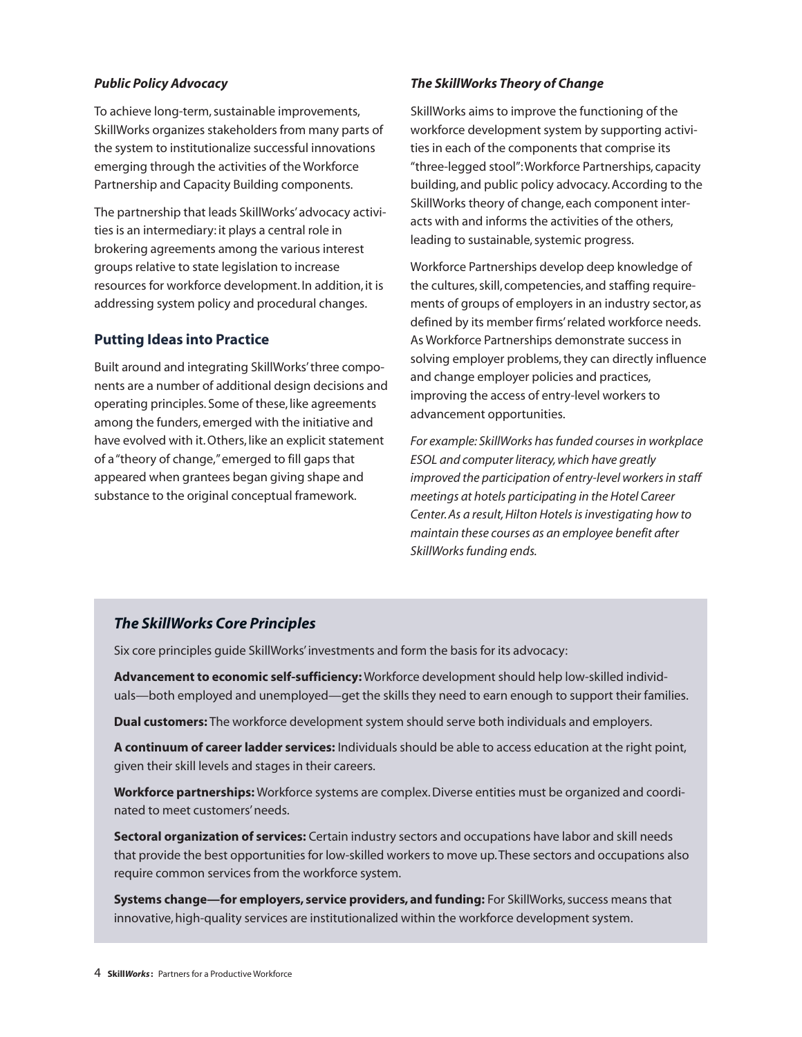### *Public Policy Advocacy*

To achieve long-term, sustainable improvements, SkillWorks organizes stakeholders from many parts of the system to institutionalize successful innovations emerging through the activities of the Workforce Partnership and Capacity Building components.

The partnership that leads SkillWorks' advocacy activities is an intermediary: it plays a central role in brokering agreements among the various interest groups relative to state legislation to increase resources for workforce development. In addition, it is addressing system policy and procedural changes.

## Putting Ideas into Practice

Built around and integrating SkillWorks' three components are a number of additional design decisions and operating principles. Some of these, like agreements among the funders, emerged with the initiative and have evolved with it. Others, like an explicit statement of a "theory of change," emerged to fill gaps that appeared when grantees began giving shape and substance to the original conceptual framework.

### *The SkillWorks Theory of Change*

SkillWorks aims to improve the functioning of the workforce development system by supporting activities in each of the components that comprise its "three-legged stool": Workforce Partnerships, capacity building, and public policy advocacy. According to the SkillWorks theory of change, each component interacts with and informs the activities of the others, leading to sustainable, systemic progress.

Workforce Partnerships develop deep knowledge of the cultures, skill, competencies, and staffing requirements of groups of employers in an industry sector, as defined by its member firms' related workforce needs. As Workforce Partnerships demonstrate success in solving employer problems, they can directly influence and change employer policies and practices, improving the access of entry-level workers to advancement opportunities.

*For example: SkillWorks has funded courses in workplace ESOL and computer literacy, which have greatly improved the participation of entry-level workers in staff meetings at hotels participating in the Hotel Career Center. As a result, Hilton Hotels is investigating how to maintain these courses as an employee benefit after SkillWorks funding ends.*

### *The SkillWorks Core Principles*

Six core principles guide SkillWorks' investments and form the basis for its advocacy:

**Advancement to economic self-sufficiency:** Workforce development should help low-skilled individuals—both employed and unemployed—get the skills they need to earn enough to support their families.

**Dual customers:** The workforce development system should serve both individuals and employers.

**A continuum of career ladder services:** Individuals should be able to access education at the right point, given their skill levels and stages in their careers.

**Workforce partnerships:** Workforce systems are complex. Diverse entities must be organized and coordinated to meet customers' needs.

**Sectoral organization of services:** Certain industry sectors and occupations have labor and skill needs that provide the best opportunities for low-skilled workers to move up. These sectors and occupations also require common services from the workforce system.

**Systems change—for employers, service providers, and funding:** For SkillWorks, success means that innovative, high-quality services are institutionalized within the workforce development system.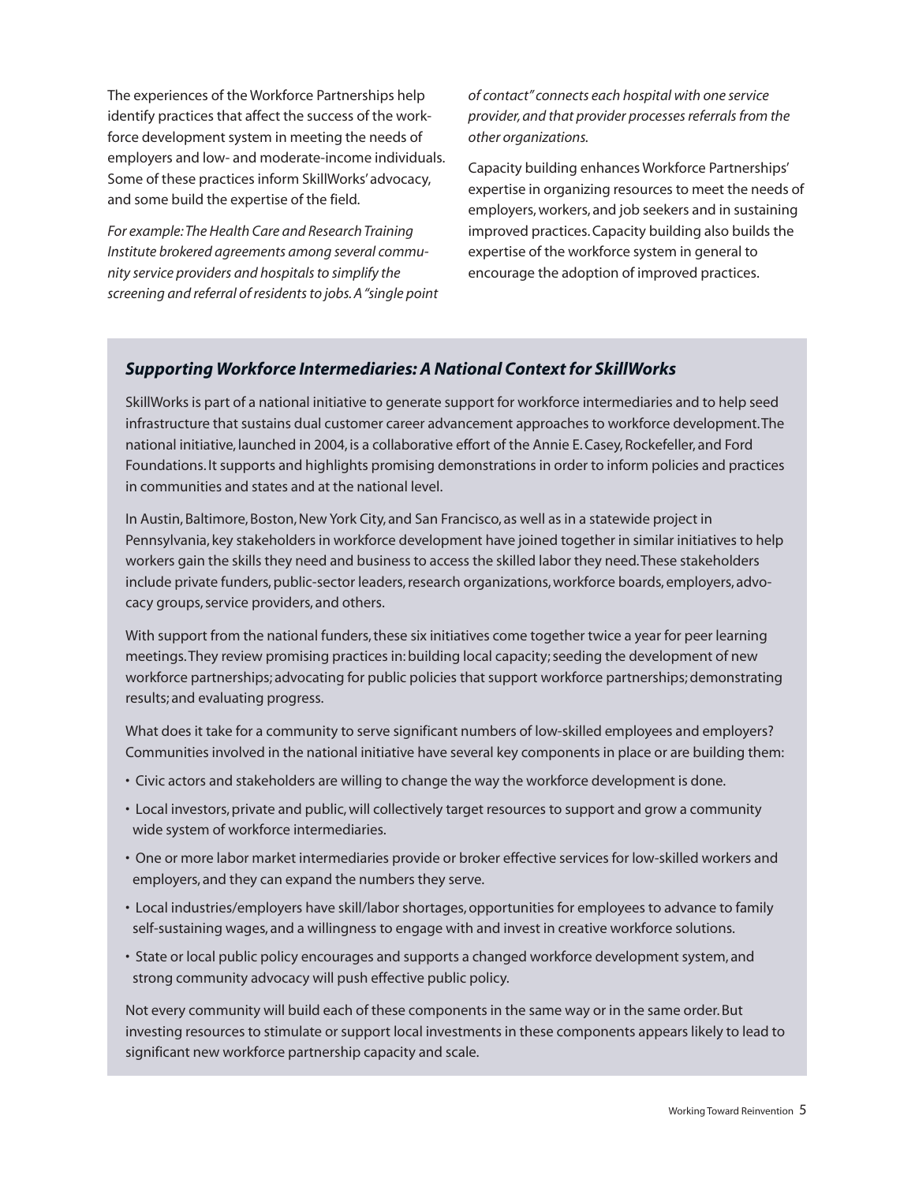The experiences of the Workforce Partnerships help identify practices that affect the success of the workforce development system in meeting the needs of employers and low- and moderate-income individuals. Some of these practices inform SkillWorks' advocacy, and some build the expertise of the field.

*For example: The Health Care and Research Training Institute brokered agreements among several community service providers and hospitals to simplify the screening and referral of residents to jobs. A "single point of contact" connects each hospital with one service provider, and that provider processes referrals from the other organizations.*

Capacity building enhances Workforce Partnerships' expertise in organizing resources to meet the needs of employers, workers, and job seekers and in sustaining improved practices. Capacity building also builds the expertise of the workforce system in general to encourage the adoption of improved practices.

### *Supporting Workforce Intermediaries: A National Context for SkillWorks*

SkillWorks is part of a national initiative to generate support for workforce intermediaries and to help seed infrastructure that sustains dual customer career advancement approaches to workforce development. The national initiative, launched in 2004, is a collaborative effort of the Annie E. Casey, Rockefeller, and Ford Foundations. It supports and highlights promising demonstrations in order to inform policies and practices in communities and states and at the national level.

In Austin, Baltimore, Boston, New York City, and San Francisco, as well as in a statewide project in Pennsylvania, key stakeholders in workforce development have joined together in similar initiatives to help workers gain the skills they need and business to access the skilled labor they need. These stakeholders include private funders, public-sector leaders, research organizations, workforce boards, employers, advocacy groups, service providers, and others.

With support from the national funders, these six initiatives come together twice a year for peer learning meetings. They review promising practices in: building local capacity; seeding the development of new workforce partnerships; advocating for public policies that support workforce partnerships; demonstrating results; and evaluating progress.

What does it take for a community to serve significant numbers of low-skilled employees and employers? Communities involved in the national initiative have several key components in place or are building them:

- Civic actors and stakeholders are willing to change the way the workforce development is done.
- Local investors, private and public, will collectively target resources to support and grow a community wide system of workforce intermediaries.
- One or more labor market intermediaries provide or broker effective services for low-skilled workers and employers, and they can expand the numbers they serve.
- Local industries/employers have skill/labor shortages, opportunities for employees to advance to family self-sustaining wages, and a willingness to engage with and invest in creative workforce solutions.
- State or local public policy encourages and supports a changed workforce development system, and strong community advocacy will push effective public policy.

Not every community will build each of these components in the same way or in the same order. But investing resources to stimulate or support local investments in these components appears likely to lead to significant new workforce partnership capacity and scale.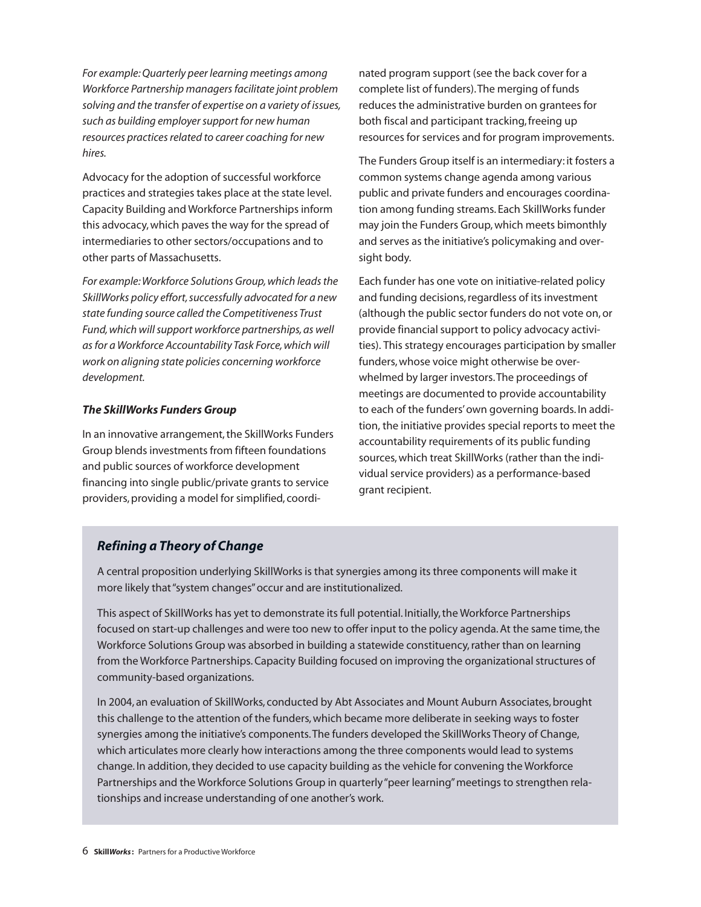*For example: Quarterly peer learning meetings among Workforce Partnership managers facilitate joint problem solving and the transfer of expertise on a variety of issues, such as building employer support for new human resources practices related to career coaching for new hires.*

Advocacy for the adoption of successful workforce practices and strategies takes place at the state level. Capacity Building and Workforce Partnerships inform this advocacy, which paves the way for the spread of intermediaries to other sectors/occupations and to other parts of Massachusetts.

*For example: Workforce Solutions Group, which leads the SkillWorks policy effort, successfully advocated for a new state funding source called the Competitiveness Trust Fund, which will support workforce partnerships, as well as for a Workforce Accountability Task Force, which will work on aligning state policies concerning workforce development.*

### *The SkillWorks Funders Group*

In an innovative arrangement, the SkillWorks Funders Group blends investments from fifteen foundations and public sources of workforce development financing into single public/private grants to service providers, providing a model for simplified, coordinated program support (see the back cover for a complete list of funders). The merging of funds reduces the administrative burden on grantees for both fiscal and participant tracking, freeing up resources for services and for program improvements.

The Funders Group itself is an intermediary: it fosters a common systems change agenda among various public and private funders and encourages coordination among funding streams. Each SkillWorks funder may join the Funders Group, which meets bimonthly and serves as the initiative's policymaking and oversight body.

Each funder has one vote on initiative-related policy and funding decisions, regardless of its investment (although the public sector funders do not vote on, or provide financial support to policy advocacy activities). This strategy encourages participation by smaller funders, whose voice might otherwise be overwhelmed by larger investors. The proceedings of meetings are documented to provide accountability to each of the funders' own governing boards. In addition, the initiative provides special reports to meet the accountability requirements of its public funding sources, which treat SkillWorks (rather than the individual service providers) as a performance-based grant recipient.

### *Refining a Theory of Change*

A central proposition underlying SkillWorks is that synergies among its three components will make it more likely that "system changes" occur and are institutionalized.

This aspect of SkillWorks has yet to demonstrate its full potential. Initially, the Workforce Partnerships focused on start-up challenges and were too new to offer input to the policy agenda. At the same time, the Workforce Solutions Group was absorbed in building a statewide constituency, rather than on learning from the Workforce Partnerships. Capacity Building focused on improving the organizational structures of community-based organizations.

In 2004, an evaluation of SkillWorks, conducted by Abt Associates and Mount Auburn Associates, brought this challenge to the attention of the funders, which became more deliberate in seeking ways to foster synergies among the initiative's components. The funders developed the SkillWorks Theory of Change, which articulates more clearly how interactions among the three components would lead to systems change. In addition, they decided to use capacity building as the vehicle for convening the Workforce Partnerships and the Workforce Solutions Group in quarterly "peer learning" meetings to strengthen relationships and increase understanding of one another's work.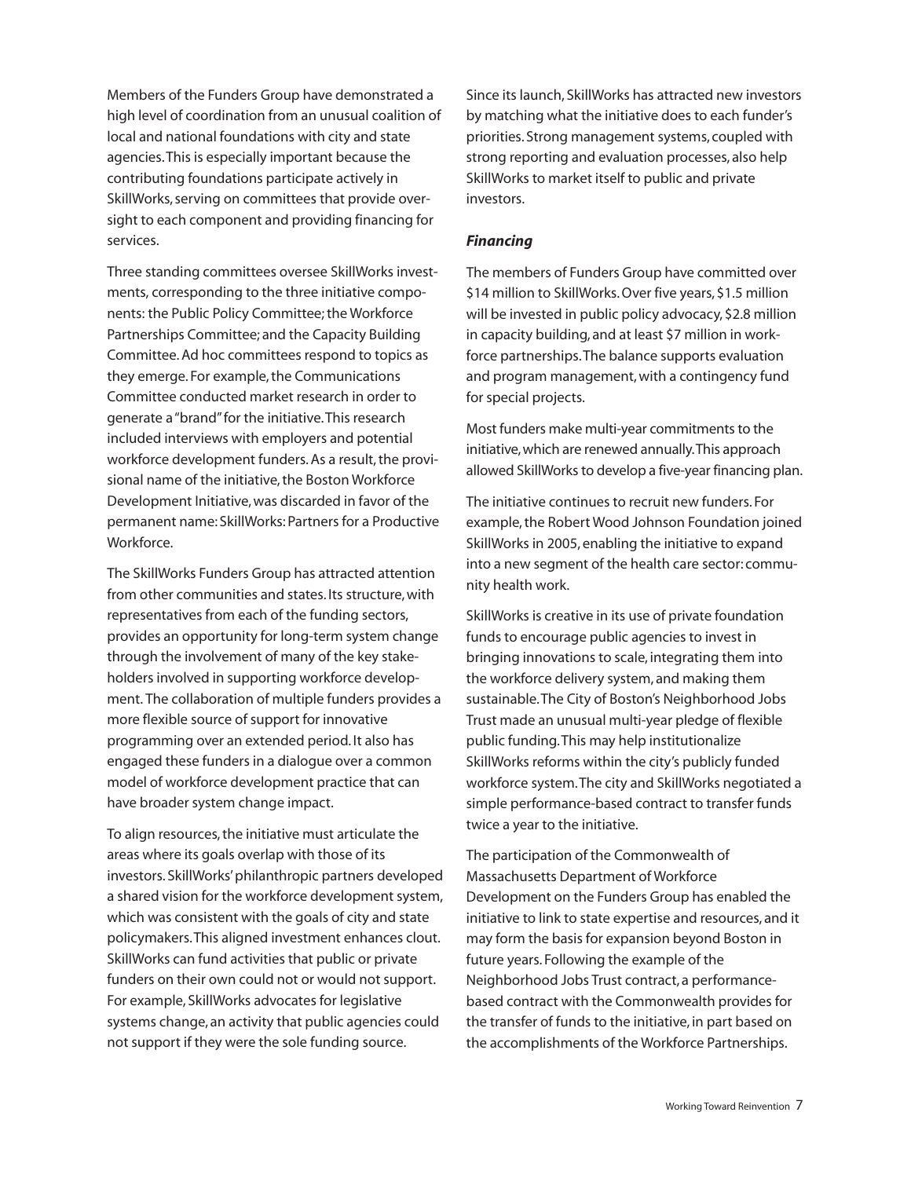Members of the Funders Group have demonstrated a high level of coordination from an unusual coalition of local and national foundations with city and state agencies. This is especially important because the contributing foundations participate actively in SkillWorks, serving on committees that provide oversight to each component and providing financing for services.

Three standing committees oversee SkillWorks investments, corresponding to the three initiative components: the Public Policy Committee; the Workforce Partnerships Committee; and the Capacity Building Committee. Ad hoc committees respond to topics as they emerge. For example, the Communications Committee conducted market research in order to generate a "brand" for the initiative. This research included interviews with employers and potential workforce development funders. As a result, the provisional name of the initiative, the Boston Workforce Development Initiative, was discarded in favor of the permanent name: SkillWorks: Partners for a Productive Workforce.

The SkillWorks Funders Group has attracted attention from other communities and states. Its structure, with representatives from each of the funding sectors, provides an opportunity for long-term system change through the involvement of many of the key stakeholders involved in supporting workforce development. The collaboration of multiple funders provides a more flexible source of support for innovative programming over an extended period. It also has engaged these funders in a dialogue over a common model of workforce development practice that can have broader system change impact.

To align resources, the initiative must articulate the areas where its goals overlap with those of its investors. SkillWorks' philanthropic partners developed a shared vision for the workforce development system, which was consistent with the goals of city and state policymakers. This aligned investment enhances clout. SkillWorks can fund activities that public or private funders on their own could not or would not support. For example, SkillWorks advocates for legislative systems change, an activity that public agencies could not support if they were the sole funding source.

Since its launch, SkillWorks has attracted new investors by matching what the initiative does to each funder's priorities. Strong management systems, coupled with strong reporting and evaluation processes, also help SkillWorks to market itself to public and private investors.

***Financing***

The members of Funders Group have committed over $14 million to SkillWorks. Over five years, $1.5 million will be invested in public policy advocacy, $2.8 million in capacity building, and at least $7 million in workforce partnerships. The balance supports evaluation and program management, with a contingency fund for special projects.

Most funders make multi-year commitments to the initiative, which are renewed annually. This approach allowed SkillWorks to develop a five-year financing plan.

The initiative continues to recruit new funders. For example, the Robert Wood Johnson Foundation joined SkillWorks in 2005, enabling the initiative to expand into a new segment of the health care sector: community health work.

SkillWorks is creative in its use of private foundation funds to encourage public agencies to invest in bringing innovations to scale, integrating them into the workforce delivery system, and making them sustainable. The City of Boston's Neighborhood Jobs Trust made an unusual multi-year pledge of flexible public funding. This may help institutionalize SkillWorks reforms within the city's publicly funded workforce system. The city and SkillWorks negotiated a simple performance-based contract to transfer funds twice a year to the initiative.

The participation of the Commonwealth of Massachusetts Department of Workforce Development on the Funders Group has enabled the initiative to link to state expertise and resources, and it may form the basis for expansion beyond Boston in future years. Following the example of the Neighborhood Jobs Trust contract, a performance-based contract with the Commonwealth provides for the transfer of funds to the initiative, in part based on the accomplishments of the Workforce Partnerships.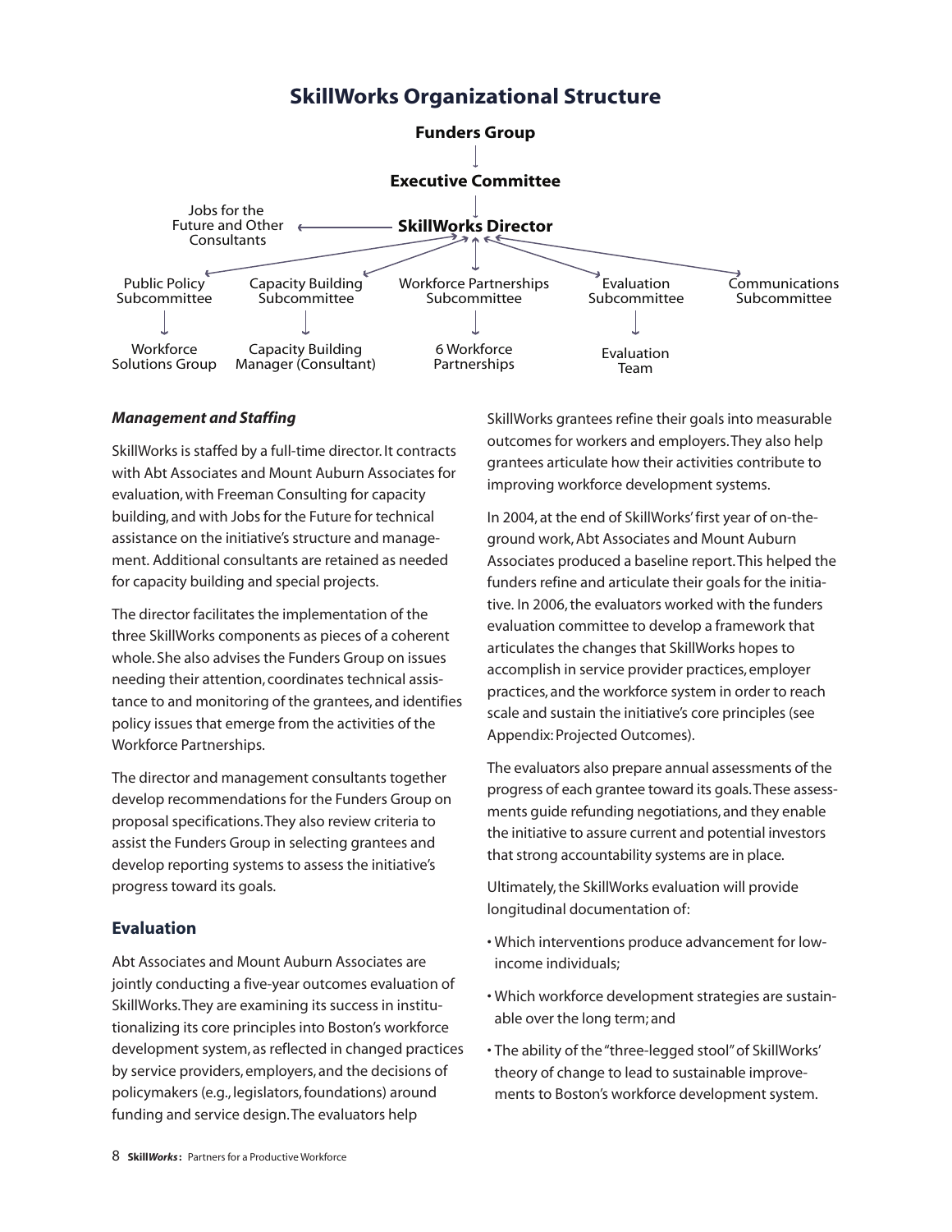## SkillWorks Organizational Structure

**Funders Group**

↓

**Executive Committee**

↓

**SkillWorks Director** → Jobs for the Future and Other Consultants

- Public Policy Subcommittee → Workforce Solutions Group
- Capacity Building Subcommittee → Capacity Building Manager (Consultant)
- Workforce Partnerships Subcommittee → 6 Workforce Partnerships
- Evaluation Subcommittee → Evaluation Team
- Communications Subcommittee

### *Management and Staffing*

SkillWorks is staffed by a full-time director. It contracts with Abt Associates and Mount Auburn Associates for evaluation, with Freeman Consulting for capacity building, and with Jobs for the Future for technical assistance on the initiative's structure and management. Additional consultants are retained as needed for capacity building and special projects.

The director facilitates the implementation of the three SkillWorks components as pieces of a coherent whole. She also advises the Funders Group on issues needing their attention, coordinates technical assistance to and monitoring of the grantees, and identifies policy issues that emerge from the activities of the Workforce Partnerships.

The director and management consultants together develop recommendations for the Funders Group on proposal specifications. They also review criteria to assist the Funders Group in selecting grantees and develop reporting systems to assess the initiative's progress toward its goals.

## Evaluation

Abt Associates and Mount Auburn Associates are jointly conducting a five-year outcomes evaluation of SkillWorks. They are examining its success in institutionalizing its core principles into Boston's workforce development system, as reflected in changed practices by service providers, employers, and the decisions of policymakers (e.g., legislators, foundations) around funding and service design. The evaluators help SkillWorks grantees refine their goals into measurable outcomes for workers and employers. They also help grantees articulate how their activities contribute to improving workforce development systems.

In 2004, at the end of SkillWorks' first year of on-the-ground work, Abt Associates and Mount Auburn Associates produced a baseline report. This helped the funders refine and articulate their goals for the initiative. In 2006, the evaluators worked with the funders evaluation committee to develop a framework that articulates the changes that SkillWorks hopes to accomplish in service provider practices, employer practices, and the workforce system in order to reach scale and sustain the initiative's core principles (see Appendix: Projected Outcomes).

The evaluators also prepare annual assessments of the progress of each grantee toward its goals. These assessments guide refunding negotiations, and they enable the initiative to assure current and potential investors that strong accountability systems are in place.

Ultimately, the SkillWorks evaluation will provide longitudinal documentation of:

- Which interventions produce advancement for low-income individuals;
- Which workforce development strategies are sustainable over the long term; and
- The ability of the "three-legged stool" of SkillWorks' theory of change to lead to sustainable improvements to Boston's workforce development system.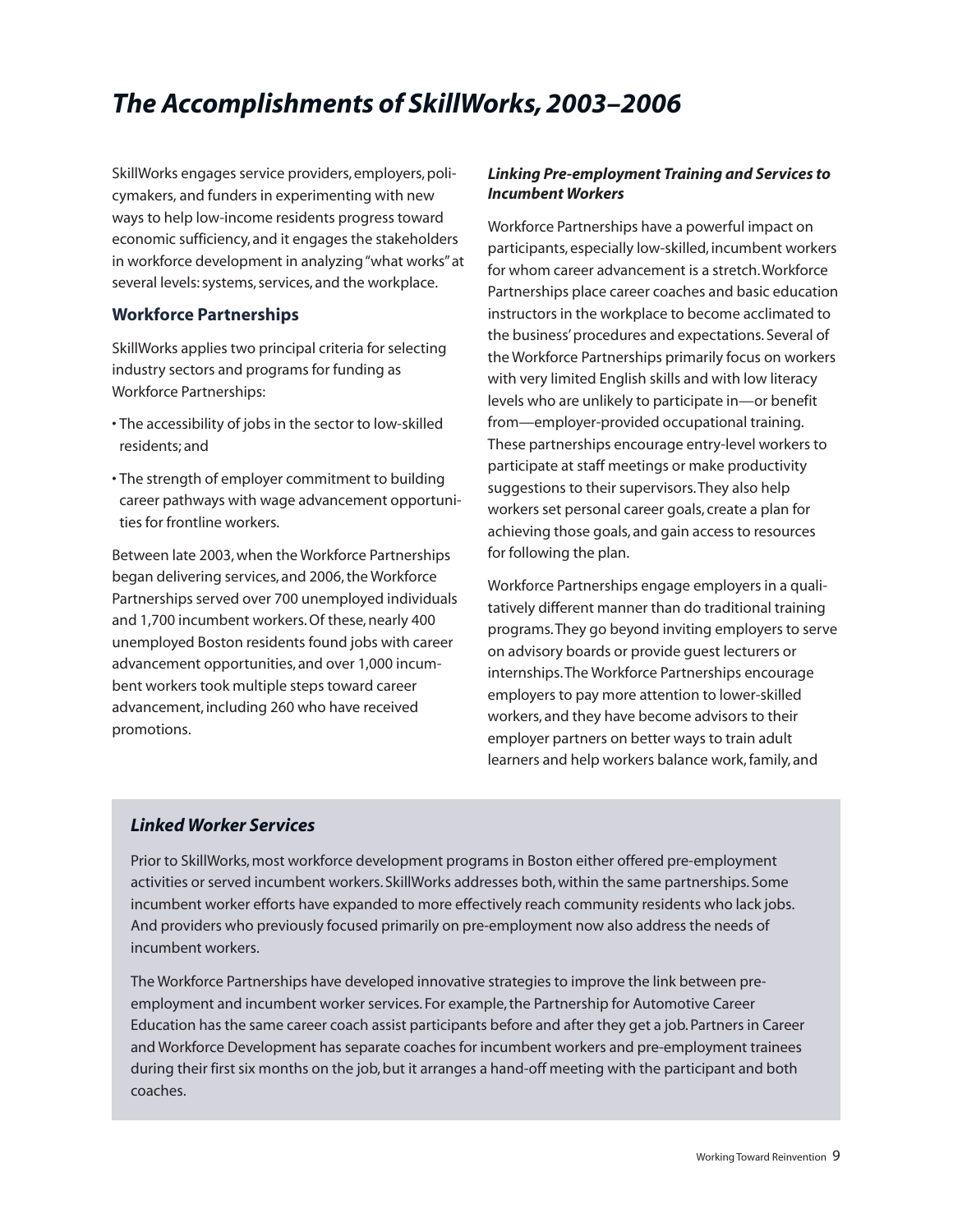# *The Accomplishments of SkillWorks, 2003–2006*

SkillWorks engages service providers, employers, policymakers, and funders in experimenting with new ways to help low-income residents progress toward economic sufficiency, and it engages the stakeholders in workforce development in analyzing "what works" at several levels: systems, services, and the workplace.

## Workforce Partnerships

SkillWorks applies two principal criteria for selecting industry sectors and programs for funding as Workforce Partnerships:

- The accessibility of jobs in the sector to low-skilled residents; and
- The strength of employer commitment to building career pathways with wage advancement opportunities for frontline workers.

Between late 2003, when the Workforce Partnerships began delivering services, and 2006, the Workforce Partnerships served over 700 unemployed individuals and 1,700 incumbent workers. Of these, nearly 400 unemployed Boston residents found jobs with career advancement opportunities, and over 1,000 incumbent workers took multiple steps toward career advancement, including 260 who have received promotions.

### *Linking Pre-employment Training and Services to Incumbent Workers*

Workforce Partnerships have a powerful impact on participants, especially low-skilled, incumbent workers for whom career advancement is a stretch. Workforce Partnerships place career coaches and basic education instructors in the workplace to become acclimated to the business' procedures and expectations. Several of the Workforce Partnerships primarily focus on workers with very limited English skills and with low literacy levels who are unlikely to participate in—or benefit from—employer-provided occupational training. These partnerships encourage entry-level workers to participate at staff meetings or make productivity suggestions to their supervisors. They also help workers set personal career goals, create a plan for achieving those goals, and gain access to resources for following the plan.

Workforce Partnerships engage employers in a qualitatively different manner than do traditional training programs. They go beyond inviting employers to serve on advisory boards or provide guest lecturers or internships. The Workforce Partnerships encourage employers to pay more attention to lower-skilled workers, and they have become advisors to their employer partners on better ways to train adult learners and help workers balance work, family, and

### *Linked Worker Services*

Prior to SkillWorks, most workforce development programs in Boston either offered pre-employment activities or served incumbent workers. SkillWorks addresses both, within the same partnerships. Some incumbent worker efforts have expanded to more effectively reach community residents who lack jobs. And providers who previously focused primarily on pre-employment now also address the needs of incumbent workers.

The Workforce Partnerships have developed innovative strategies to improve the link between pre-employment and incumbent worker services. For example, the Partnership for Automotive Career Education has the same career coach assist participants before and after they get a job. Partners in Career and Workforce Development has separate coaches for incumbent workers and pre-employment trainees during their first six months on the job, but it arranges a hand-off meeting with the participant and both coaches.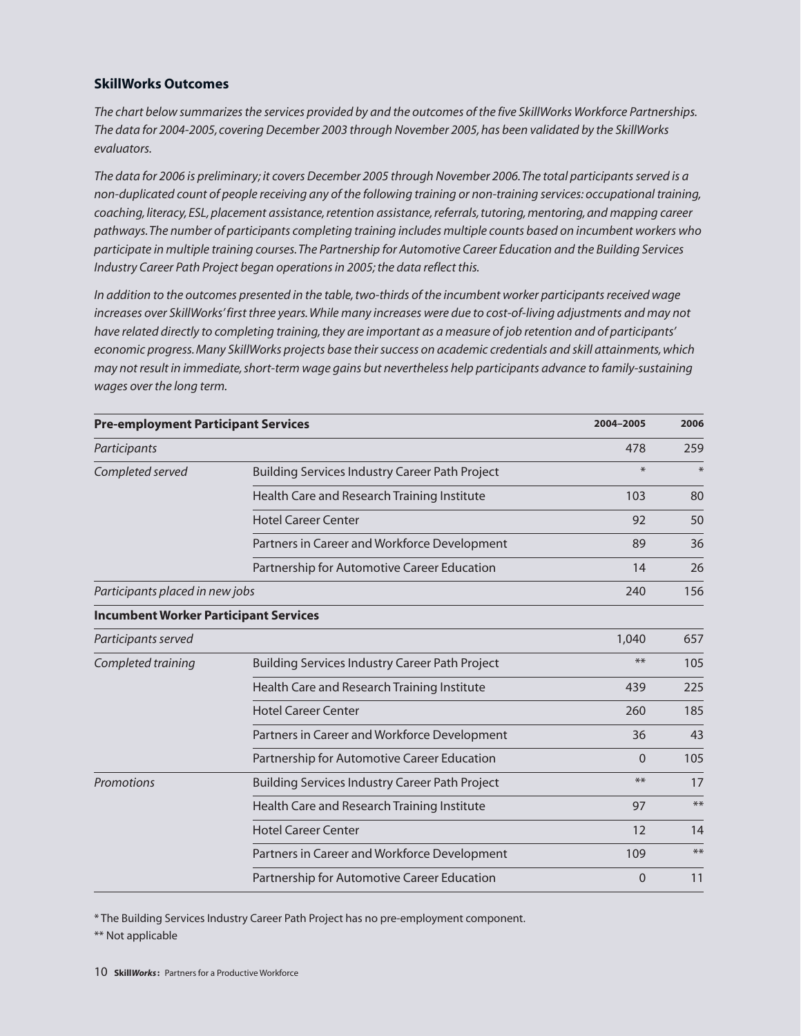## SkillWorks Outcomes

*The chart below summarizes the services provided by and the outcomes of the five SkillWorks Workforce Partnerships. The data for 2004-2005, covering December 2003 through November 2005, has been validated by the SkillWorks evaluators.*

*The data for 2006 is preliminary; it covers December 2005 through November 2006. The total participants served is a non-duplicated count of people receiving any of the following training or non-training services: occupational training, coaching, literacy, ESL, placement assistance, retention assistance, referrals, tutoring, mentoring, and mapping career pathways. The number of participants completing training includes multiple counts based on incumbent workers who participate in multiple training courses. The Partnership for Automotive Career Education and the Building Services Industry Career Path Project began operations in 2005; the data reflect this.*

*In addition to the outcomes presented in the table, two-thirds of the incumbent worker participants received wage increases over SkillWorks' first three years. While many increases were due to cost-of-living adjustments and may not have related directly to completing training, they are important as a measure of job retention and of participants' economic progress. Many SkillWorks projects base their success on academic credentials and skill attainments, which may not result in immediate, short-term wage gains but nevertheless help participants advance to family-sustaining wages over the long term.*

| **Pre-employment Participant Services** | | **2004–2005** | **2006** |
|---|---|---|---|
| *Participants* | | 478 | 259 |
| *Completed served* | Building Services Industry Career Path Project | * | * |
| | Health Care and Research Training Institute | 103 | 80 |
| | Hotel Career Center | 92 | 50 |
| | Partners in Career and Workforce Development | 89 | 36 |
| | Partnership for Automotive Career Education | 14 | 26 |
| *Participants placed in new jobs* | | 240 | 156 |
| **Incumbent Worker Participant Services** | | | |
| *Participants served* | | 1,040 | 657 |
| *Completed training* | Building Services Industry Career Path Project | ** | 105 |
| | Health Care and Research Training Institute | 439 | 225 |
| | Hotel Career Center | 260 | 185 |
| | Partners in Career and Workforce Development | 36 | 43 |
| | Partnership for Automotive Career Education | 0 | 105 |
| *Promotions* | Building Services Industry Career Path Project | ** | 17 |
| | Health Care and Research Training Institute | 97 | ** |
| | Hotel Career Center | 12 | 14 |
| | Partners in Career and Workforce Development | 109 | ** |
| | Partnership for Automotive Career Education | 0 | 11 |

\* The Building Services Industry Career Path Project has no pre-employment component.

** Not applicable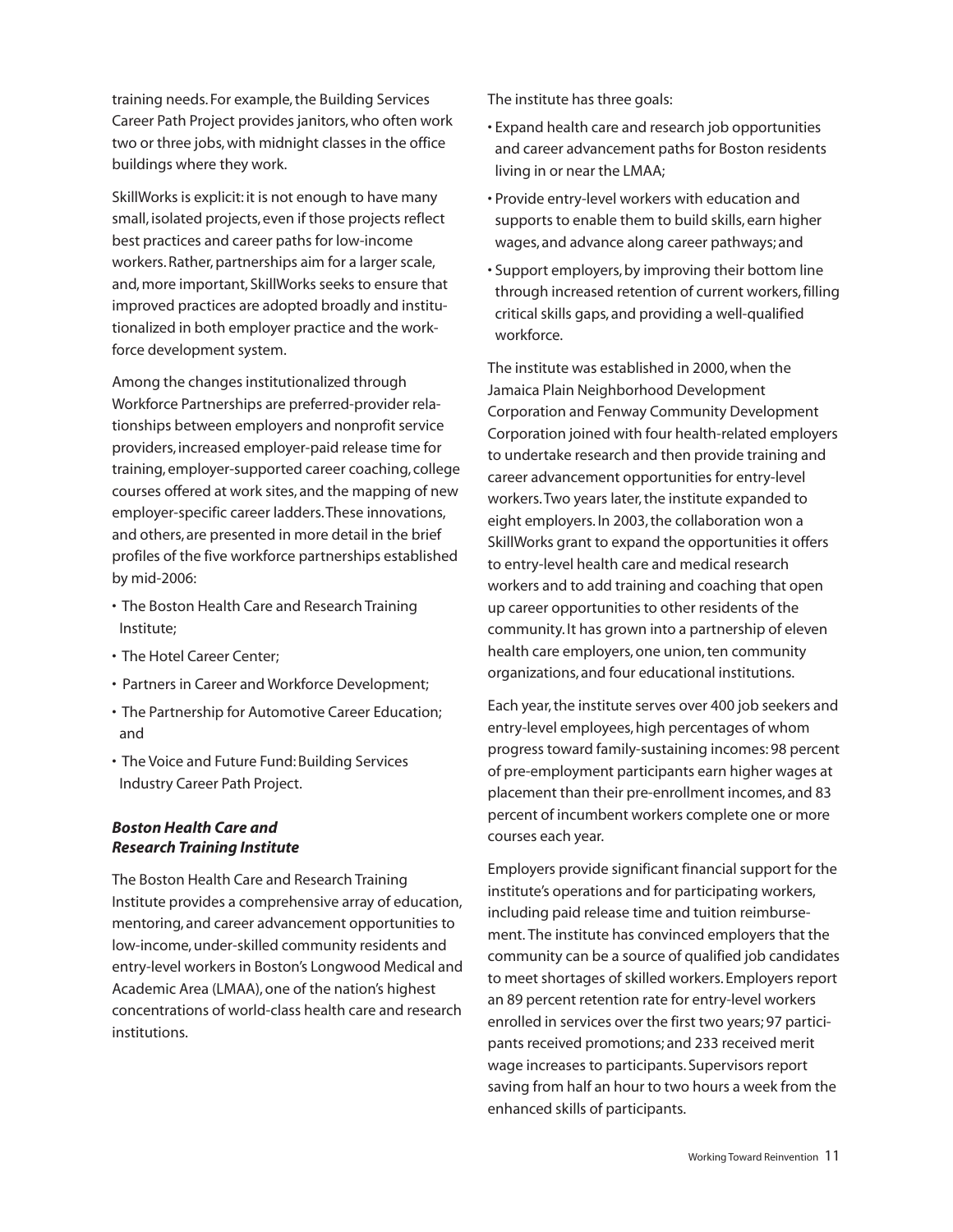training needs. For example, the Building Services Career Path Project provides janitors, who often work two or three jobs, with midnight classes in the office buildings where they work.

SkillWorks is explicit: it is not enough to have many small, isolated projects, even if those projects reflect best practices and career paths for low-income workers. Rather, partnerships aim for a larger scale, and, more important, SkillWorks seeks to ensure that improved practices are adopted broadly and institutionalized in both employer practice and the workforce development system.

Among the changes institutionalized through Workforce Partnerships are preferred-provider relationships between employers and nonprofit service providers, increased employer-paid release time for training, employer-supported career coaching, college courses offered at work sites, and the mapping of new employer-specific career ladders. These innovations, and others, are presented in more detail in the brief profiles of the five workforce partnerships established by mid-2006:

- The Boston Health Care and Research Training Institute;
- The Hotel Career Center;
- Partners in Career and Workforce Development;
- The Partnership for Automotive Career Education; and
- The Voice and Future Fund: Building Services Industry Career Path Project.

### *Boston Health Care and Research Training Institute*

The Boston Health Care and Research Training Institute provides a comprehensive array of education, mentoring, and career advancement opportunities to low-income, under-skilled community residents and entry-level workers in Boston's Longwood Medical and Academic Area (LMAA), one of the nation's highest concentrations of world-class health care and research institutions.

The institute has three goals:

- Expand health care and research job opportunities and career advancement paths for Boston residents living in or near the LMAA;
- Provide entry-level workers with education and supports to enable them to build skills, earn higher wages, and advance along career pathways; and
- Support employers, by improving their bottom line through increased retention of current workers, filling critical skills gaps, and providing a well-qualified workforce.

The institute was established in 2000, when the Jamaica Plain Neighborhood Development Corporation and Fenway Community Development Corporation joined with four health-related employers to undertake research and then provide training and career advancement opportunities for entry-level workers. Two years later, the institute expanded to eight employers. In 2003, the collaboration won a SkillWorks grant to expand the opportunities it offers to entry-level health care and medical research workers and to add training and coaching that open up career opportunities to other residents of the community. It has grown into a partnership of eleven health care employers, one union, ten community organizations, and four educational institutions.

Each year, the institute serves over 400 job seekers and entry-level employees, high percentages of whom progress toward family-sustaining incomes: 98 percent of pre-employment participants earn higher wages at placement than their pre-enrollment incomes, and 83 percent of incumbent workers complete one or more courses each year.

Employers provide significant financial support for the institute's operations and for participating workers, including paid release time and tuition reimbursement. The institute has convinced employers that the community can be a source of qualified job candidates to meet shortages of skilled workers. Employers report an 89 percent retention rate for entry-level workers enrolled in services over the first two years; 97 participants received promotions; and 233 received merit wage increases to participants. Supervisors report saving from half an hour to two hours a week from the enhanced skills of participants.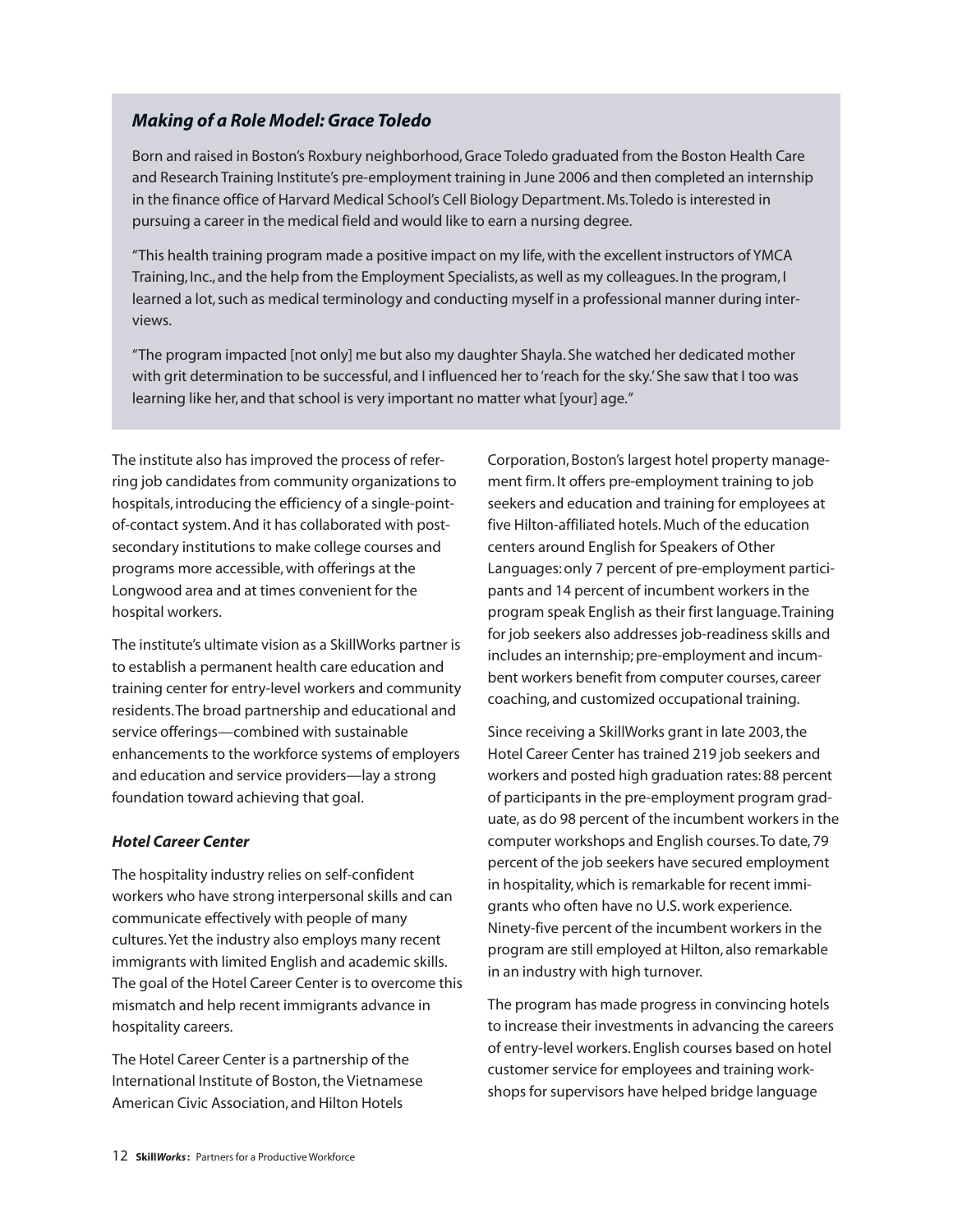### *Making of a Role Model: Grace Toledo*

Born and raised in Boston's Roxbury neighborhood, Grace Toledo graduated from the Boston Health Care and Research Training Institute's pre-employment training in June 2006 and then completed an internship in the finance office of Harvard Medical School's Cell Biology Department. Ms. Toledo is interested in pursuing a career in the medical field and would like to earn a nursing degree.

"This health training program made a positive impact on my life, with the excellent instructors of YMCA Training, Inc., and the help from the Employment Specialists, as well as my colleagues. In the program, I learned a lot, such as medical terminology and conducting myself in a professional manner during interviews.

"The program impacted [not only] me but also my daughter Shayla. She watched her dedicated mother with grit determination to be successful, and I influenced her to 'reach for the sky.' She saw that I too was learning like her, and that school is very important no matter what [your] age."

The institute also has improved the process of referring job candidates from community organizations to hospitals, introducing the efficiency of a single-point-of-contact system. And it has collaborated with post-secondary institutions to make college courses and programs more accessible, with offerings at the Longwood area and at times convenient for the hospital workers.

The institute's ultimate vision as a SkillWorks partner is to establish a permanent health care education and training center for entry-level workers and community residents. The broad partnership and educational and service offerings—combined with sustainable enhancements to the workforce systems of employers and education and service providers—lay a strong foundation toward achieving that goal.

### *Hotel Career Center*

The hospitality industry relies on self-confident workers who have strong interpersonal skills and can communicate effectively with people of many cultures. Yet the industry also employs many recent immigrants with limited English and academic skills. The goal of the Hotel Career Center is to overcome this mismatch and help recent immigrants advance in hospitality careers.

The Hotel Career Center is a partnership of the International Institute of Boston, the Vietnamese American Civic Association, and Hilton Hotels Corporation, Boston's largest hotel property management firm. It offers pre-employment training to job seekers and education and training for employees at five Hilton-affiliated hotels. Much of the education centers around English for Speakers of Other Languages: only 7 percent of pre-employment participants and 14 percent of incumbent workers in the program speak English as their first language. Training for job seekers also addresses job-readiness skills and includes an internship; pre-employment and incumbent workers benefit from computer courses, career coaching, and customized occupational training.

Since receiving a SkillWorks grant in late 2003, the Hotel Career Center has trained 219 job seekers and workers and posted high graduation rates: 88 percent of participants in the pre-employment program graduate, as do 98 percent of the incumbent workers in the computer workshops and English courses. To date, 79 percent of the job seekers have secured employment in hospitality, which is remarkable for recent immigrants who often have no U.S. work experience. Ninety-five percent of the incumbent workers in the program are still employed at Hilton, also remarkable in an industry with high turnover.

The program has made progress in convincing hotels to increase their investments in advancing the careers of entry-level workers. English courses based on hotel customer service for employees and training workshops for supervisors have helped bridge language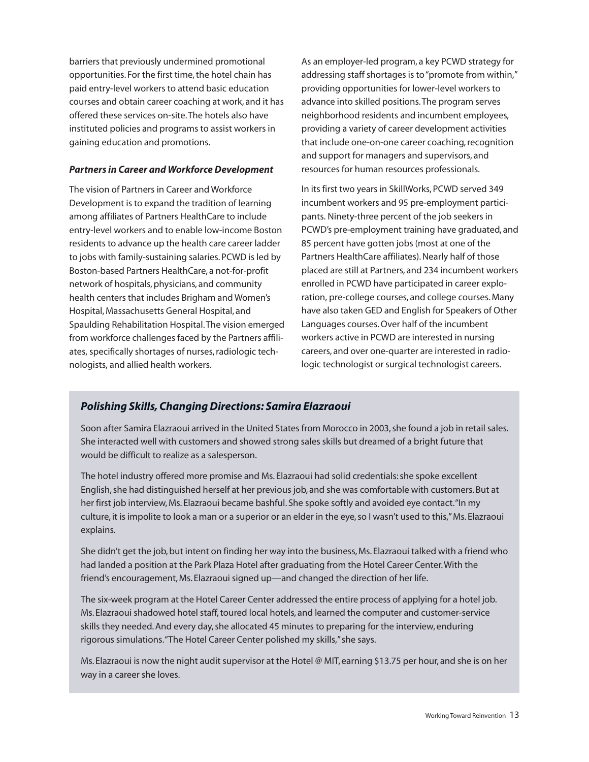barriers that previously undermined promotional opportunities. For the first time, the hotel chain has paid entry-level workers to attend basic education courses and obtain career coaching at work, and it has offered these services on-site. The hotels also have instituted policies and programs to assist workers in gaining education and promotions.

***Partners in Career and Workforce Development***

The vision of Partners in Career and Workforce Development is to expand the tradition of learning among affiliates of Partners HealthCare to include entry-level workers and to enable low-income Boston residents to advance up the health care career ladder to jobs with family-sustaining salaries. PCWD is led by Boston-based Partners HealthCare, a not-for-profit network of hospitals, physicians, and community health centers that includes Brigham and Women's Hospital, Massachusetts General Hospital, and Spaulding Rehabilitation Hospital. The vision emerged from workforce challenges faced by the Partners affiliates, specifically shortages of nurses, radiologic technologists, and allied health workers.

As an employer-led program, a key PCWD strategy for addressing staff shortages is to "promote from within," providing opportunities for lower-level workers to advance into skilled positions. The program serves neighborhood residents and incumbent employees, providing a variety of career development activities that include one-on-one career coaching, recognition and support for managers and supervisors, and resources for human resources professionals.

In its first two years in SkillWorks, PCWD served 349 incumbent workers and 95 pre-employment participants. Ninety-three percent of the job seekers in PCWD's pre-employment training have graduated, and 85 percent have gotten jobs (most at one of the Partners HealthCare affiliates). Nearly half of those placed are still at Partners, and 234 incumbent workers enrolled in PCWD have participated in career exploration, pre-college courses, and college courses. Many have also taken GED and English for Speakers of Other Languages courses. Over half of the incumbent workers active in PCWD are interested in nursing careers, and over one-quarter are interested in radiologic technologist or surgical technologist careers.

### *Polishing Skills, Changing Directions: Samira Elazraoui*

Soon after Samira Elazraoui arrived in the United States from Morocco in 2003, she found a job in retail sales. She interacted well with customers and showed strong sales skills but dreamed of a bright future that would be difficult to realize as a salesperson.

The hotel industry offered more promise and Ms. Elazraoui had solid credentials: she spoke excellent English, she had distinguished herself at her previous job, and she was comfortable with customers. But at her first job interview, Ms. Elazraoui became bashful. She spoke softly and avoided eye contact. "In my culture, it is impolite to look a man or a superior or an elder in the eye, so I wasn't used to this," Ms. Elazraoui explains.

She didn't get the job, but intent on finding her way into the business, Ms. Elazraoui talked with a friend who had landed a position at the Park Plaza Hotel after graduating from the Hotel Career Center. With the friend's encouragement, Ms. Elazraoui signed up—and changed the direction of her life.

The six-week program at the Hotel Career Center addressed the entire process of applying for a hotel job. Ms. Elazraoui shadowed hotel staff, toured local hotels, and learned the computer and customer-service skills they needed. And every day, she allocated 45 minutes to preparing for the interview, enduring rigorous simulations. "The Hotel Career Center polished my skills," she says.

Ms. Elazraoui is now the night audit supervisor at the Hotel @ MIT, earning $13.75 per hour, and she is on her way in a career she loves.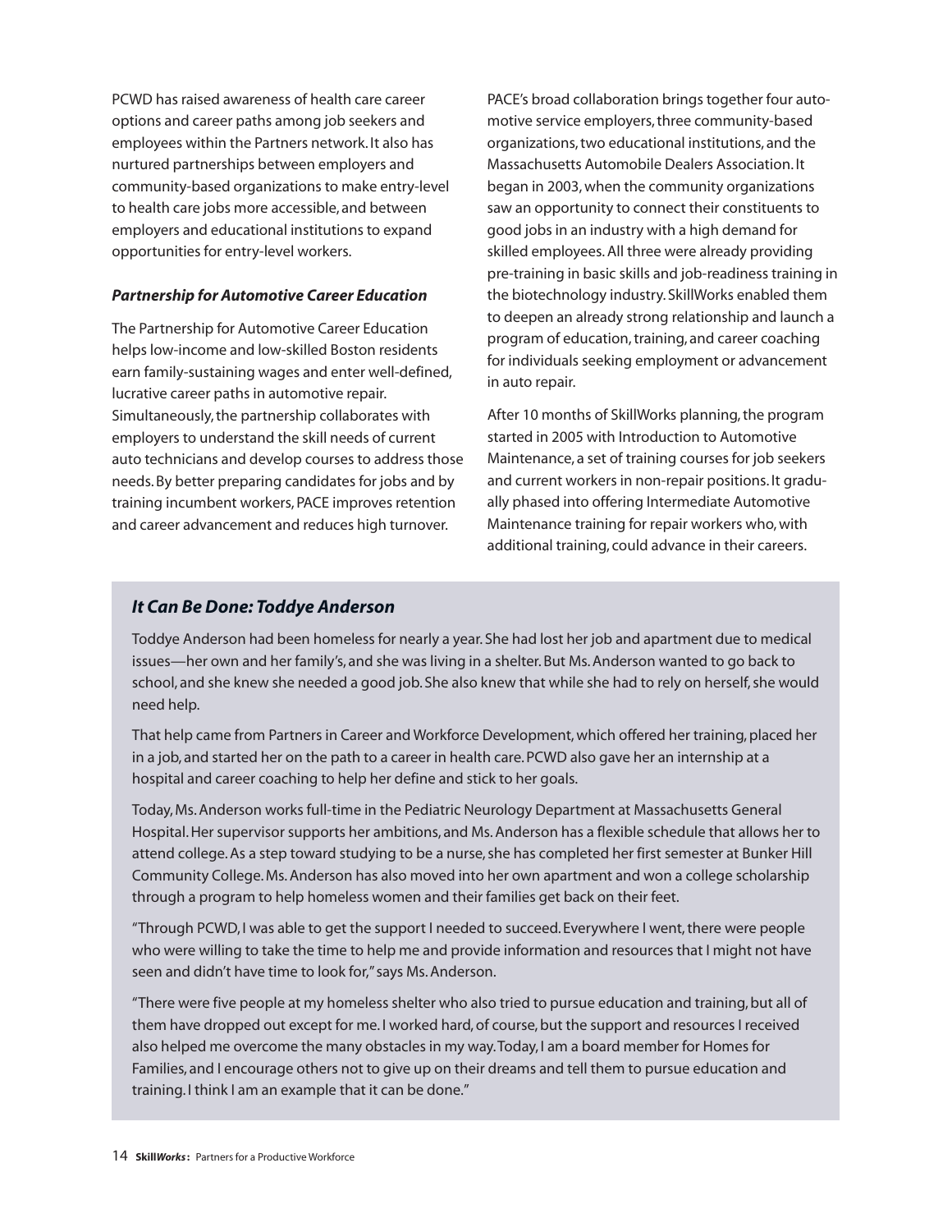PCWD has raised awareness of health care career options and career paths among job seekers and employees within the Partners network. It also has nurtured partnerships between employers and community-based organizations to make entry-level to health care jobs more accessible, and between employers and educational institutions to expand opportunities for entry-level workers.

### *Partnership for Automotive Career Education*

The Partnership for Automotive Career Education helps low-income and low-skilled Boston residents earn family-sustaining wages and enter well-defined, lucrative career paths in automotive repair. Simultaneously, the partnership collaborates with employers to understand the skill needs of current auto technicians and develop courses to address those needs. By better preparing candidates for jobs and by training incumbent workers, PACE improves retention and career advancement and reduces high turnover.

PACE's broad collaboration brings together four automotive service employers, three community-based organizations, two educational institutions, and the Massachusetts Automobile Dealers Association. It began in 2003, when the community organizations saw an opportunity to connect their constituents to good jobs in an industry with a high demand for skilled employees. All three were already providing pre-training in basic skills and job-readiness training in the biotechnology industry. SkillWorks enabled them to deepen an already strong relationship and launch a program of education, training, and career coaching for individuals seeking employment or advancement in auto repair.

After 10 months of SkillWorks planning, the program started in 2005 with Introduction to Automotive Maintenance, a set of training courses for job seekers and current workers in non-repair positions. It gradually phased into offering Intermediate Automotive Maintenance training for repair workers who, with additional training, could advance in their careers.

### *It Can Be Done: Toddye Anderson*

Toddye Anderson had been homeless for nearly a year. She had lost her job and apartment due to medical issues—her own and her family's, and she was living in a shelter. But Ms. Anderson wanted to go back to school, and she knew she needed a good job. She also knew that while she had to rely on herself, she would need help.

That help came from Partners in Career and Workforce Development, which offered her training, placed her in a job, and started her on the path to a career in health care. PCWD also gave her an internship at a hospital and career coaching to help her define and stick to her goals.

Today, Ms. Anderson works full-time in the Pediatric Neurology Department at Massachusetts General Hospital. Her supervisor supports her ambitions, and Ms. Anderson has a flexible schedule that allows her to attend college. As a step toward studying to be a nurse, she has completed her first semester at Bunker Hill Community College. Ms. Anderson has also moved into her own apartment and won a college scholarship through a program to help homeless women and their families get back on their feet.

"Through PCWD, I was able to get the support I needed to succeed. Everywhere I went, there were people who were willing to take the time to help me and provide information and resources that I might not have seen and didn't have time to look for," says Ms. Anderson.

"There were five people at my homeless shelter who also tried to pursue education and training, but all of them have dropped out except for me. I worked hard, of course, but the support and resources I received also helped me overcome the many obstacles in my way. Today, I am a board member for Homes for Families, and I encourage others not to give up on their dreams and tell them to pursue education and training. I think I am an example that it can be done."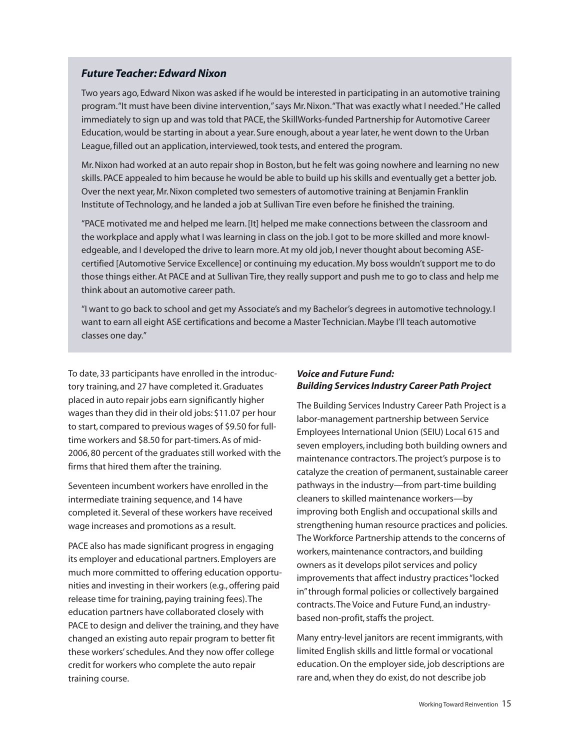### *Future Teacher: Edward Nixon*

Two years ago, Edward Nixon was asked if he would be interested in participating in an automotive training program. "It must have been divine intervention," says Mr. Nixon. "That was exactly what I needed." He called immediately to sign up and was told that PACE, the SkillWorks-funded Partnership for Automotive Career Education, would be starting in about a year. Sure enough, about a year later, he went down to the Urban League, filled out an application, interviewed, took tests, and entered the program.

Mr. Nixon had worked at an auto repair shop in Boston, but he felt was going nowhere and learning no new skills. PACE appealed to him because he would be able to build up his skills and eventually get a better job. Over the next year, Mr. Nixon completed two semesters of automotive training at Benjamin Franklin Institute of Technology, and he landed a job at Sullivan Tire even before he finished the training.

"PACE motivated me and helped me learn. [It] helped me make connections between the classroom and the workplace and apply what I was learning in class on the job. I got to be more skilled and more knowledgeable, and I developed the drive to learn more. At my old job, I never thought about becoming ASE-certified [Automotive Service Excellence] or continuing my education. My boss wouldn't support me to do those things either. At PACE and at Sullivan Tire, they really support and push me to go to class and help me think about an automotive career path.

"I want to go back to school and get my Associate's and my Bachelor's degrees in automotive technology. I want to earn all eight ASE certifications and become a Master Technician. Maybe I'll teach automotive classes one day."

To date, 33 participants have enrolled in the introductory training, and 27 have completed it. Graduates placed in auto repair jobs earn significantly higher wages than they did in their old jobs: $11.07 per hour to start, compared to previous wages of $9.50 for full-time workers and $8.50 for part-timers. As of mid-2006, 80 percent of the graduates still worked with the firms that hired them after the training.

Seventeen incumbent workers have enrolled in the intermediate training sequence, and 14 have completed it. Several of these workers have received wage increases and promotions as a result.

PACE also has made significant progress in engaging its employer and educational partners. Employers are much more committed to offering education opportunities and investing in their workers (e.g., offering paid release time for training, paying training fees). The education partners have collaborated closely with PACE to design and deliver the training, and they have changed an existing auto repair program to better fit these workers' schedules. And they now offer college credit for workers who complete the auto repair training course.

### *Voice and Future Fund: Building Services Industry Career Path Project*

The Building Services Industry Career Path Project is a labor-management partnership between Service Employees International Union (SEIU) Local 615 and seven employers, including both building owners and maintenance contractors. The project's purpose is to catalyze the creation of permanent, sustainable career pathways in the industry—from part-time building cleaners to skilled maintenance workers—by improving both English and occupational skills and strengthening human resource practices and policies. The Workforce Partnership attends to the concerns of workers, maintenance contractors, and building owners as it develops pilot services and policy improvements that affect industry practices "locked in" through formal policies or collectively bargained contracts. The Voice and Future Fund, an industry-based non-profit, staffs the project.

Many entry-level janitors are recent immigrants, with limited English skills and little formal or vocational education. On the employer side, job descriptions are rare and, when they do exist, do not describe job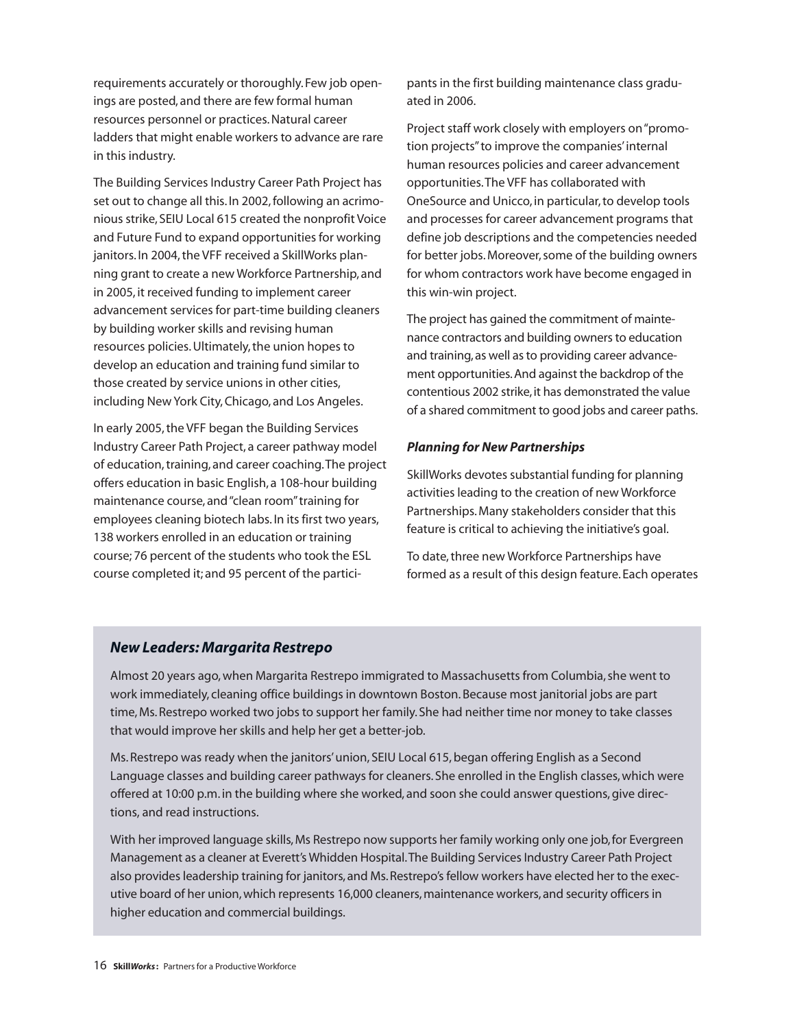requirements accurately or thoroughly. Few job openings are posted, and there are few formal human resources personnel or practices. Natural career ladders that might enable workers to advance are rare in this industry.

The Building Services Industry Career Path Project has set out to change all this. In 2002, following an acrimonious strike, SEIU Local 615 created the nonprofit Voice and Future Fund to expand opportunities for working janitors. In 2004, the VFF received a SkillWorks planning grant to create a new Workforce Partnership, and in 2005, it received funding to implement career advancement services for part-time building cleaners by building worker skills and revising human resources policies. Ultimately, the union hopes to develop an education and training fund similar to those created by service unions in other cities, including New York City, Chicago, and Los Angeles.

In early 2005, the VFF began the Building Services Industry Career Path Project, a career pathway model of education, training, and career coaching. The project offers education in basic English, a 108-hour building maintenance course, and "clean room" training for employees cleaning biotech labs. In its first two years, 138 workers enrolled in an education or training course; 76 percent of the students who took the ESL course completed it; and 95 percent of the participants in the first building maintenance class graduated in 2006.

Project staff work closely with employers on "promotion projects" to improve the companies' internal human resources policies and career advancement opportunities. The VFF has collaborated with OneSource and Unicco, in particular, to develop tools and processes for career advancement programs that define job descriptions and the competencies needed for better jobs. Moreover, some of the building owners for whom contractors work have become engaged in this win-win project.

The project has gained the commitment of maintenance contractors and building owners to education and training, as well as to providing career advancement opportunities. And against the backdrop of the contentious 2002 strike, it has demonstrated the value of a shared commitment to good jobs and career paths.

### *Planning for New Partnerships*

SkillWorks devotes substantial funding for planning activities leading to the creation of new Workforce Partnerships. Many stakeholders consider that this feature is critical to achieving the initiative's goal.

To date, three new Workforce Partnerships have formed as a result of this design feature. Each operates

### *New Leaders: Margarita Restrepo*

Almost 20 years ago, when Margarita Restrepo immigrated to Massachusetts from Columbia, she went to work immediately, cleaning office buildings in downtown Boston. Because most janitorial jobs are part time, Ms. Restrepo worked two jobs to support her family. She had neither time nor money to take classes that would improve her skills and help her get a better-job.

Ms. Restrepo was ready when the janitors' union, SEIU Local 615, began offering English as a Second Language classes and building career pathways for cleaners. She enrolled in the English classes, which were offered at 10:00 p.m. in the building where she worked, and soon she could answer questions, give directions, and read instructions.

With her improved language skills, Ms Restrepo now supports her family working only one job, for Evergreen Management as a cleaner at Everett's Whidden Hospital. The Building Services Industry Career Path Project also provides leadership training for janitors, and Ms. Restrepo's fellow workers have elected her to the executive board of her union, which represents 16,000 cleaners, maintenance workers, and security officers in higher education and commercial buildings.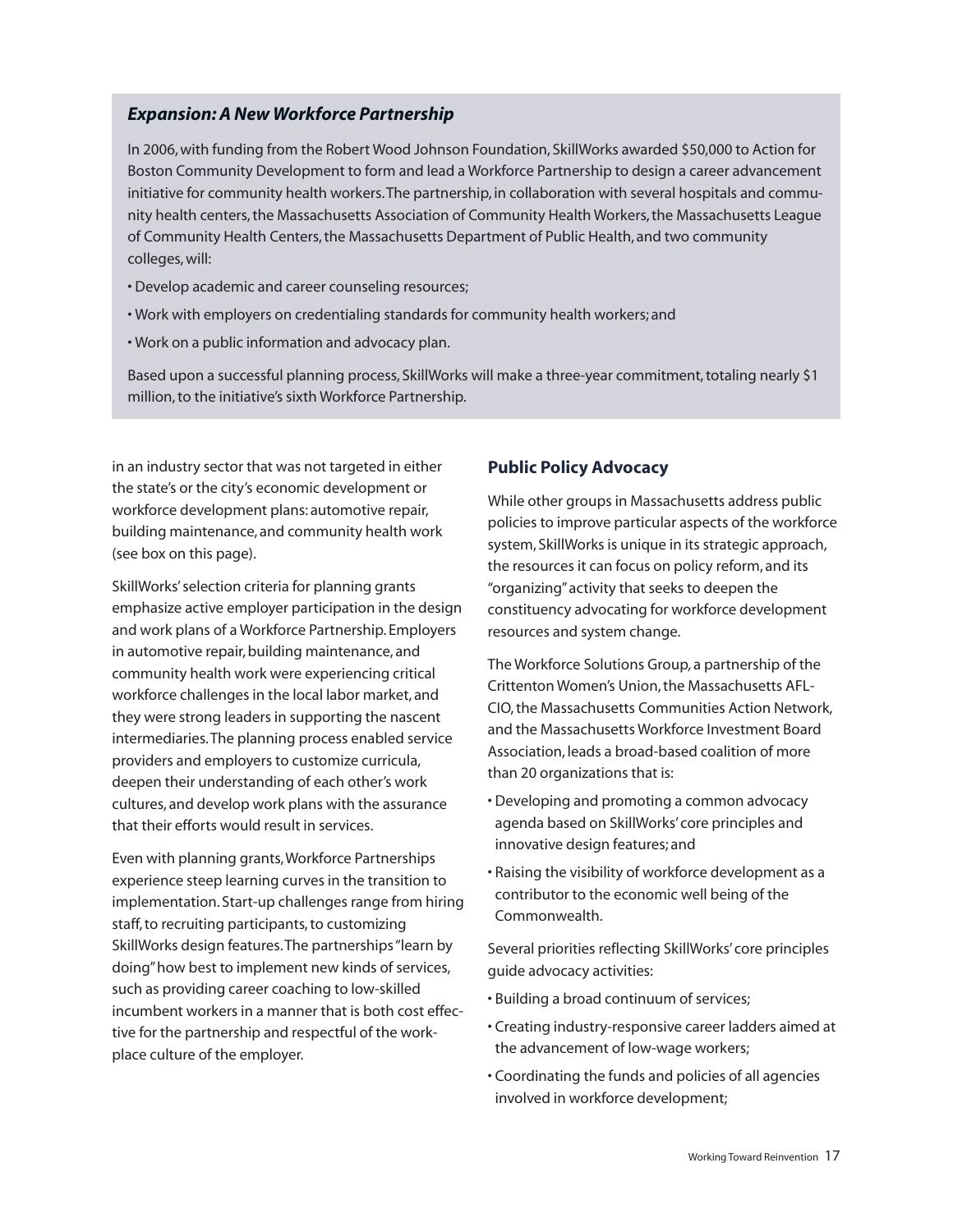### *Expansion: A New Workforce Partnership*

In 2006, with funding from the Robert Wood Johnson Foundation, SkillWorks awarded $50,000 to Action for Boston Community Development to form and lead a Workforce Partnership to design a career advancement initiative for community health workers. The partnership, in collaboration with several hospitals and community health centers, the Massachusetts Association of Community Health Workers, the Massachusetts League of Community Health Centers, the Massachusetts Department of Public Health, and two community colleges, will:

- Develop academic and career counseling resources;
- Work with employers on credentialing standards for community health workers; and
- Work on a public information and advocacy plan.

Based upon a successful planning process, SkillWorks will make a three-year commitment, totaling nearly $1 million, to the initiative's sixth Workforce Partnership.

in an industry sector that was not targeted in either the state's or the city's economic development or workforce development plans: automotive repair, building maintenance, and community health work (see box on this page).

SkillWorks' selection criteria for planning grants emphasize active employer participation in the design and work plans of a Workforce Partnership. Employers in automotive repair, building maintenance, and community health work were experiencing critical workforce challenges in the local labor market, and they were strong leaders in supporting the nascent intermediaries. The planning process enabled service providers and employers to customize curricula, deepen their understanding of each other's work cultures, and develop work plans with the assurance that their efforts would result in services.

Even with planning grants, Workforce Partnerships experience steep learning curves in the transition to implementation. Start-up challenges range from hiring staff, to recruiting participants, to customizing SkillWorks design features. The partnerships "learn by doing" how best to implement new kinds of services, such as providing career coaching to low-skilled incumbent workers in a manner that is both cost effective for the partnership and respectful of the workplace culture of the employer.

### Public Policy Advocacy

While other groups in Massachusetts address public policies to improve particular aspects of the workforce system, SkillWorks is unique in its strategic approach, the resources it can focus on policy reform, and its "organizing" activity that seeks to deepen the constituency advocating for workforce development resources and system change.

The Workforce Solutions Group, a partnership of the Crittenton Women's Union, the Massachusetts AFL-CIO, the Massachusetts Communities Action Network, and the Massachusetts Workforce Investment Board Association, leads a broad-based coalition of more than 20 organizations that is:

- Developing and promoting a common advocacy agenda based on SkillWorks' core principles and innovative design features; and
- Raising the visibility of workforce development as a contributor to the economic well being of the Commonwealth.

Several priorities reflecting SkillWorks' core principles guide advocacy activities:

- Building a broad continuum of services;
- Creating industry-responsive career ladders aimed at the advancement of low-wage workers;
- Coordinating the funds and policies of all agencies involved in workforce development;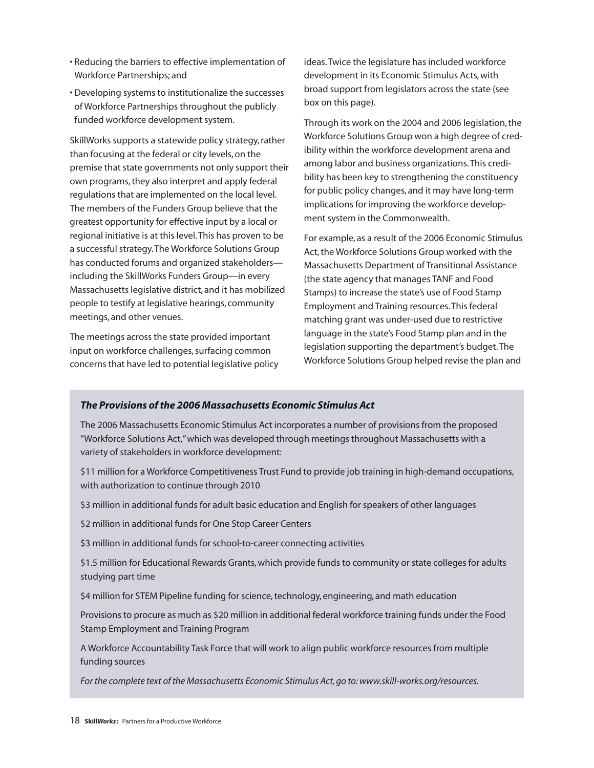- Reducing the barriers to effective implementation of Workforce Partnerships; and
- Developing systems to institutionalize the successes of Workforce Partnerships throughout the publicly funded workforce development system.

SkillWorks supports a statewide policy strategy, rather than focusing at the federal or city levels, on the premise that state governments not only support their own programs, they also interpret and apply federal regulations that are implemented on the local level. The members of the Funders Group believe that the greatest opportunity for effective input by a local or regional initiative is at this level. This has proven to be a successful strategy. The Workforce Solutions Group has conducted forums and organized stakeholders—including the SkillWorks Funders Group—in every Massachusetts legislative district, and it has mobilized people to testify at legislative hearings, community meetings, and other venues.

The meetings across the state provided important input on workforce challenges, surfacing common concerns that have led to potential legislative policy ideas. Twice the legislature has included workforce development in its Economic Stimulus Acts, with broad support from legislators across the state (see box on this page).

Through its work on the 2004 and 2006 legislation, the Workforce Solutions Group won a high degree of credibility within the workforce development arena and among labor and business organizations. This credibility has been key to strengthening the constituency for public policy changes, and it may have long-term implications for improving the workforce development system in the Commonwealth.

For example, as a result of the 2006 Economic Stimulus Act, the Workforce Solutions Group worked with the Massachusetts Department of Transitional Assistance (the state agency that manages TANF and Food Stamps) to increase the state's use of Food Stamp Employment and Training resources. This federal matching grant was under-used due to restrictive language in the state's Food Stamp plan and in the legislation supporting the department's budget. The Workforce Solutions Group helped revise the plan and

***The Provisions of the 2006 Massachusetts Economic Stimulus Act***

The 2006 Massachusetts Economic Stimulus Act incorporates a number of provisions from the proposed "Workforce Solutions Act," which was developed through meetings throughout Massachusetts with a variety of stakeholders in workforce development:

$11 million for a Workforce Competitiveness Trust Fund to provide job training in high-demand occupations, with authorization to continue through 2010

$3 million in additional funds for adult basic education and English for speakers of other languages

$2 million in additional funds for One Stop Career Centers

$3 million in additional funds for school-to-career connecting activities

$1.5 million for Educational Rewards Grants, which provide funds to community or state colleges for adults studying part time

$4 million for STEM Pipeline funding for science, technology, engineering, and math education

Provisions to procure as much as $20 million in additional federal workforce training funds under the Food Stamp Employment and Training Program

A Workforce Accountability Task Force that will work to align public workforce resources from multiple funding sources

*For the complete text of the Massachusetts Economic Stimulus Act, go to: www.skill-works.org/resources.*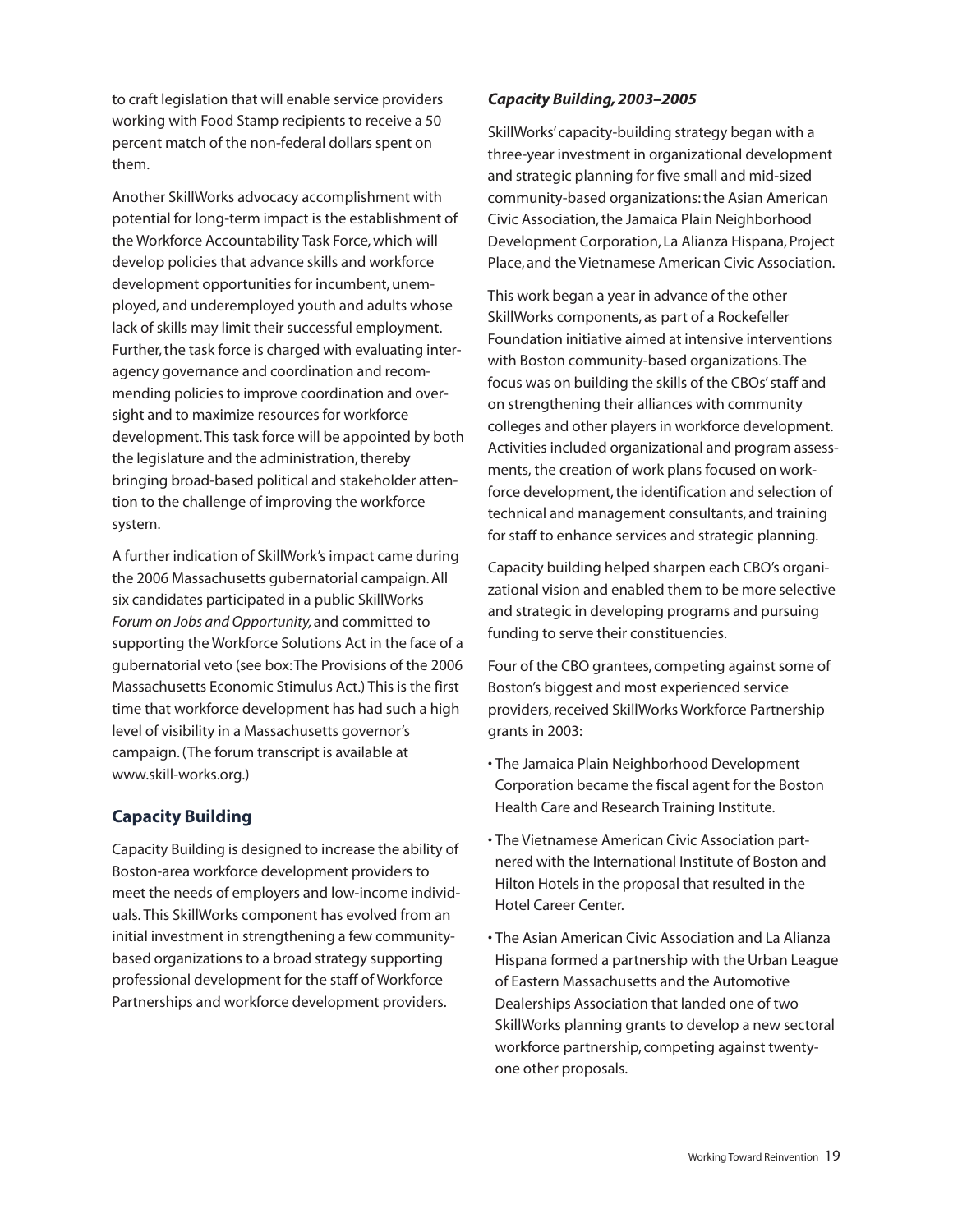to craft legislation that will enable service providers working with Food Stamp recipients to receive a 50 percent match of the non-federal dollars spent on them.

Another SkillWorks advocacy accomplishment with potential for long-term impact is the establishment of the Workforce Accountability Task Force, which will develop policies that advance skills and workforce development opportunities for incumbent, unemployed, and underemployed youth and adults whose lack of skills may limit their successful employment. Further, the task force is charged with evaluating interagency governance and coordination and recommending policies to improve coordination and oversight and to maximize resources for workforce development. This task force will be appointed by both the legislature and the administration, thereby bringing broad-based political and stakeholder attention to the challenge of improving the workforce system.

A further indication of SkillWork's impact came during the 2006 Massachusetts gubernatorial campaign. All six candidates participated in a public SkillWorks *Forum on Jobs and Opportunity,* and committed to supporting the Workforce Solutions Act in the face of a gubernatorial veto (see box: The Provisions of the 2006 Massachusetts Economic Stimulus Act.) This is the first time that workforce development has had such a high level of visibility in a Massachusetts governor's campaign. (The forum transcript is available at www.skill-works.org.)

## Capacity Building

Capacity Building is designed to increase the ability of Boston-area workforce development providers to meet the needs of employers and low-income individuals. This SkillWorks component has evolved from an initial investment in strengthening a few community-based organizations to a broad strategy supporting professional development for the staff of Workforce Partnerships and workforce development providers.

### *Capacity Building, 2003–2005*

SkillWorks' capacity-building strategy began with a three-year investment in organizational development and strategic planning for five small and mid-sized community-based organizations: the Asian American Civic Association, the Jamaica Plain Neighborhood Development Corporation, La Alianza Hispana, Project Place, and the Vietnamese American Civic Association.

This work began a year in advance of the other SkillWorks components, as part of a Rockefeller Foundation initiative aimed at intensive interventions with Boston community-based organizations. The focus was on building the skills of the CBOs' staff and on strengthening their alliances with community colleges and other players in workforce development. Activities included organizational and program assessments, the creation of work plans focused on workforce development, the identification and selection of technical and management consultants, and training for staff to enhance services and strategic planning.

Capacity building helped sharpen each CBO's organizational vision and enabled them to be more selective and strategic in developing programs and pursuing funding to serve their constituencies.

Four of the CBO grantees, competing against some of Boston's biggest and most experienced service providers, received SkillWorks Workforce Partnership grants in 2003:

- The Jamaica Plain Neighborhood Development Corporation became the fiscal agent for the Boston Health Care and Research Training Institute.
- The Vietnamese American Civic Association partnered with the International Institute of Boston and Hilton Hotels in the proposal that resulted in the Hotel Career Center.
- The Asian American Civic Association and La Alianza Hispana formed a partnership with the Urban League of Eastern Massachusetts and the Automotive Dealerships Association that landed one of two SkillWorks planning grants to develop a new sectoral workforce partnership, competing against twenty-one other proposals.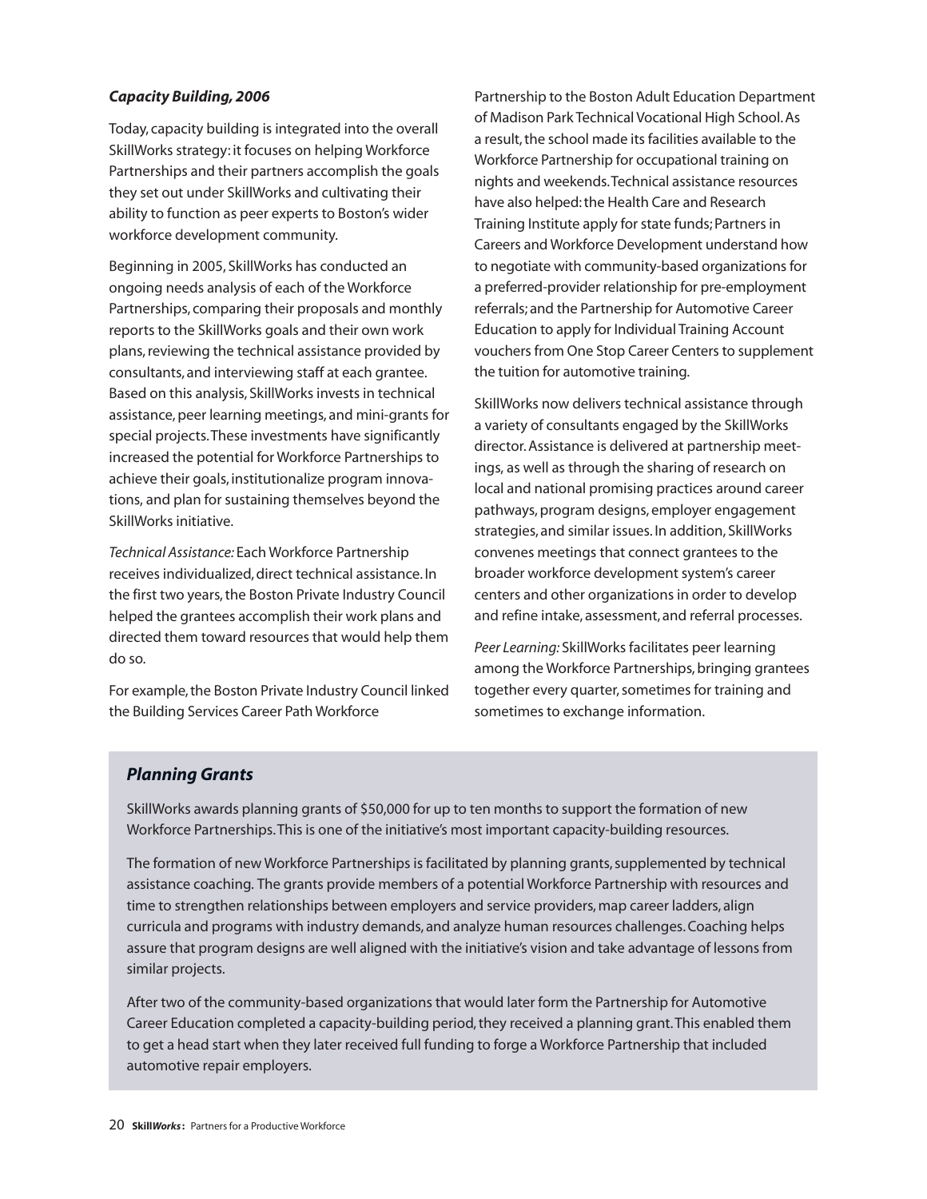### *Capacity Building, 2006*

Today, capacity building is integrated into the overall SkillWorks strategy: it focuses on helping Workforce Partnerships and their partners accomplish the goals they set out under SkillWorks and cultivating their ability to function as peer experts to Boston's wider workforce development community.

Beginning in 2005, SkillWorks has conducted an ongoing needs analysis of each of the Workforce Partnerships, comparing their proposals and monthly reports to the SkillWorks goals and their own work plans, reviewing the technical assistance provided by consultants, and interviewing staff at each grantee. Based on this analysis, SkillWorks invests in technical assistance, peer learning meetings, and mini-grants for special projects. These investments have significantly increased the potential for Workforce Partnerships to achieve their goals, institutionalize program innovations, and plan for sustaining themselves beyond the SkillWorks initiative.

*Technical Assistance:* Each Workforce Partnership receives individualized, direct technical assistance. In the first two years, the Boston Private Industry Council helped the grantees accomplish their work plans and directed them toward resources that would help them do so.

For example, the Boston Private Industry Council linked the Building Services Career Path Workforce Partnership to the Boston Adult Education Department of Madison Park Technical Vocational High School. As a result, the school made its facilities available to the Workforce Partnership for occupational training on nights and weekends. Technical assistance resources have also helped: the Health Care and Research Training Institute apply for state funds; Partners in Careers and Workforce Development understand how to negotiate with community-based organizations for a preferred-provider relationship for pre-employment referrals; and the Partnership for Automotive Career Education to apply for Individual Training Account vouchers from One Stop Career Centers to supplement the tuition for automotive training.

SkillWorks now delivers technical assistance through a variety of consultants engaged by the SkillWorks director. Assistance is delivered at partnership meetings, as well as through the sharing of research on local and national promising practices around career pathways, program designs, employer engagement strategies, and similar issues. In addition, SkillWorks convenes meetings that connect grantees to the broader workforce development system's career centers and other organizations in order to develop and refine intake, assessment, and referral processes.

*Peer Learning:* SkillWorks facilitates peer learning among the Workforce Partnerships, bringing grantees together every quarter, sometimes for training and sometimes to exchange information.

### *Planning Grants*

SkillWorks awards planning grants of $50,000 for up to ten months to support the formation of new Workforce Partnerships. This is one of the initiative's most important capacity-building resources.

The formation of new Workforce Partnerships is facilitated by planning grants, supplemented by technical assistance coaching. The grants provide members of a potential Workforce Partnership with resources and time to strengthen relationships between employers and service providers, map career ladders, align curricula and programs with industry demands, and analyze human resources challenges. Coaching helps assure that program designs are well aligned with the initiative's vision and take advantage of lessons from similar projects.

After two of the community-based organizations that would later form the Partnership for Automotive Career Education completed a capacity-building period, they received a planning grant. This enabled them to get a head start when they later received full funding to forge a Workforce Partnership that included automotive repair employers.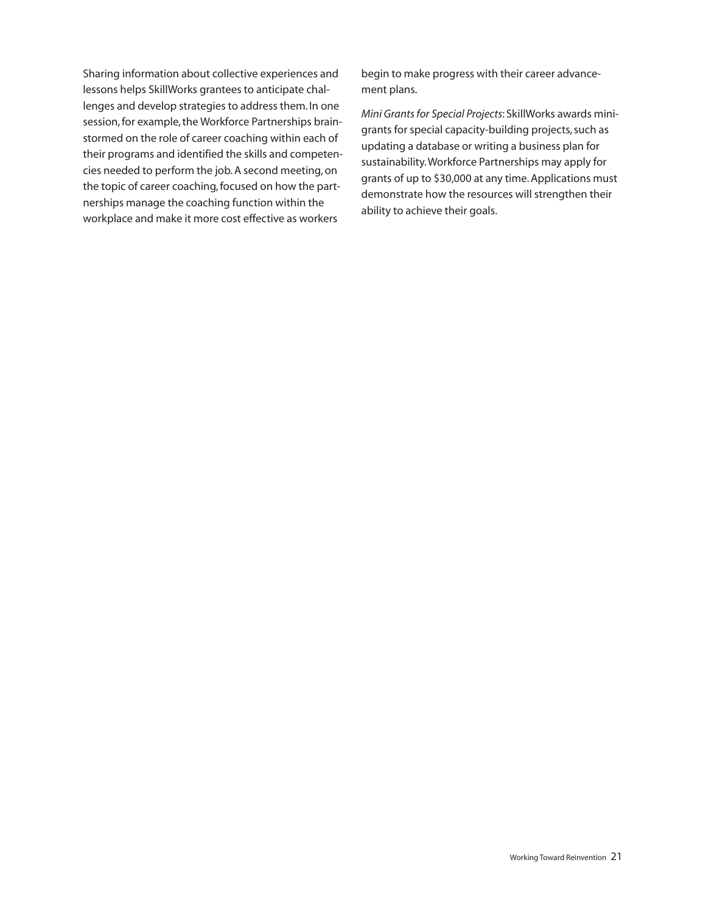Sharing information about collective experiences and lessons helps SkillWorks grantees to anticipate challenges and develop strategies to address them. In one session, for example, the Workforce Partnerships brainstormed on the role of career coaching within each of their programs and identified the skills and competencies needed to perform the job. A second meeting, on the topic of career coaching, focused on how the partnerships manage the coaching function within the workplace and make it more cost effective as workers begin to make progress with their career advancement plans.

*Mini Grants for Special Projects*: SkillWorks awards mini-grants for special capacity-building projects, such as updating a database or writing a business plan for sustainability. Workforce Partnerships may apply for grants of up to $30,000 at any time. Applications must demonstrate how the resources will strengthen their ability to achieve their goals.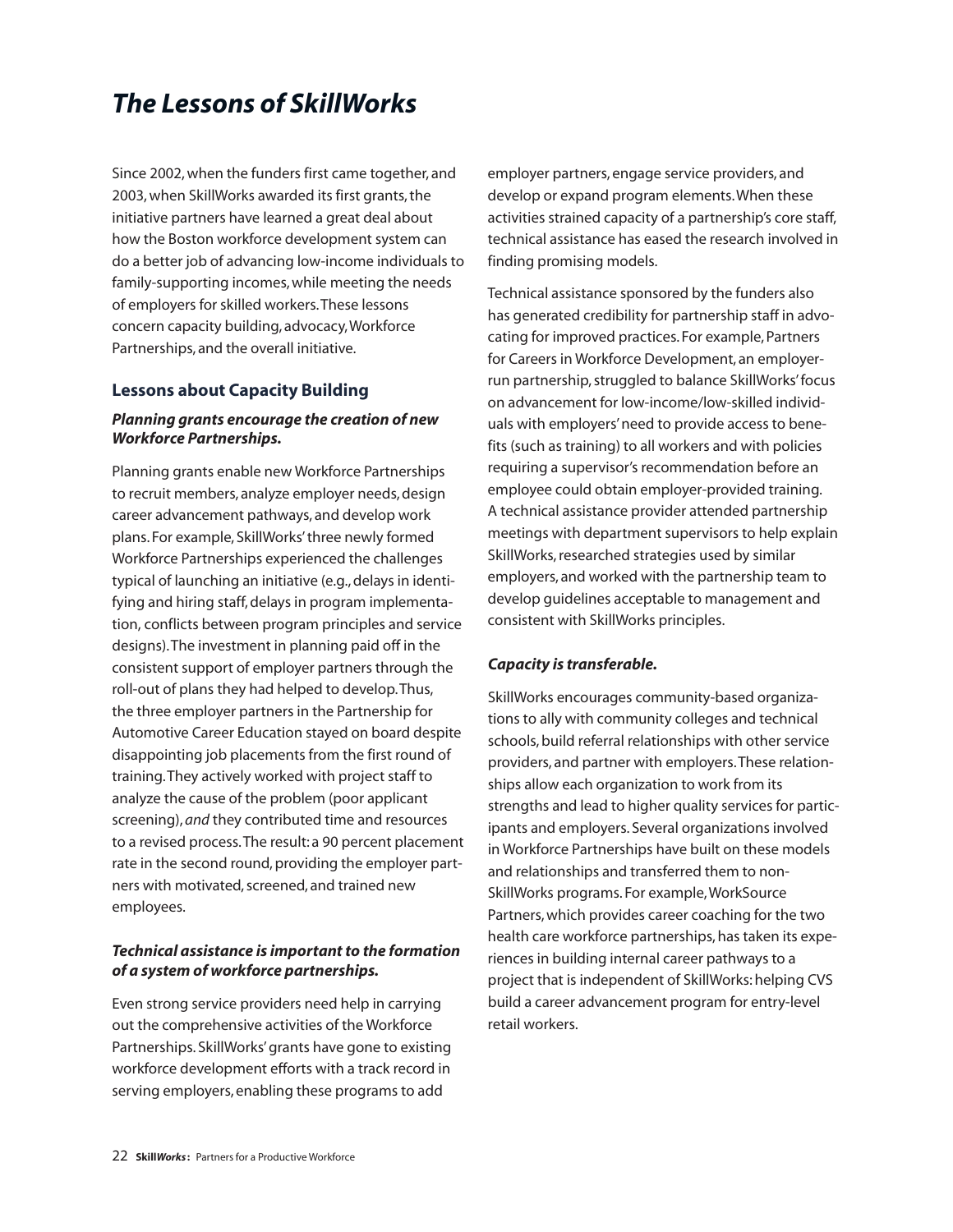# The Lessons of SkillWorks

Since 2002, when the funders first came together, and 2003, when SkillWorks awarded its first grants, the initiative partners have learned a great deal about how the Boston workforce development system can do a better job of advancing low-income individuals to family-supporting incomes, while meeting the needs of employers for skilled workers. These lessons concern capacity building, advocacy, Workforce Partnerships, and the overall initiative.

## Lessons about Capacity Building

### *Planning grants encourage the creation of new Workforce Partnerships.*

Planning grants enable new Workforce Partnerships to recruit members, analyze employer needs, design career advancement pathways, and develop work plans. For example, SkillWorks' three newly formed Workforce Partnerships experienced the challenges typical of launching an initiative (e.g., delays in identifying and hiring staff, delays in program implementation, conflicts between program principles and service designs). The investment in planning paid off in the consistent support of employer partners through the roll-out of plans they had helped to develop. Thus, the three employer partners in the Partnership for Automotive Career Education stayed on board despite disappointing job placements from the first round of training. They actively worked with project staff to analyze the cause of the problem (poor applicant screening), *and* they contributed time and resources to a revised process. The result: a 90 percent placement rate in the second round, providing the employer partners with motivated, screened, and trained new employees.

### *Technical assistance is important to the formation of a system of workforce partnerships.*

Even strong service providers need help in carrying out the comprehensive activities of the Workforce Partnerships. SkillWorks' grants have gone to existing workforce development efforts with a track record in serving employers, enabling these programs to add employer partners, engage service providers, and develop or expand program elements. When these activities strained capacity of a partnership's core staff, technical assistance has eased the research involved in finding promising models.

Technical assistance sponsored by the funders also has generated credibility for partnership staff in advocating for improved practices. For example, Partners for Careers in Workforce Development, an employer-run partnership, struggled to balance SkillWorks' focus on advancement for low-income/low-skilled individuals with employers' need to provide access to benefits (such as training) to all workers and with policies requiring a supervisor's recommendation before an employee could obtain employer-provided training. A technical assistance provider attended partnership meetings with department supervisors to help explain SkillWorks, researched strategies used by similar employers, and worked with the partnership team to develop guidelines acceptable to management and consistent with SkillWorks principles.

### *Capacity is transferable.*

SkillWorks encourages community-based organizations to ally with community colleges and technical schools, build referral relationships with other service providers, and partner with employers. These relationships allow each organization to work from its strengths and lead to higher quality services for participants and employers. Several organizations involved in Workforce Partnerships have built on these models and relationships and transferred them to non-SkillWorks programs. For example, WorkSource Partners, which provides career coaching for the two health care workforce partnerships, has taken its experiences in building internal career pathways to a project that is independent of SkillWorks: helping CVS build a career advancement program for entry-level retail workers.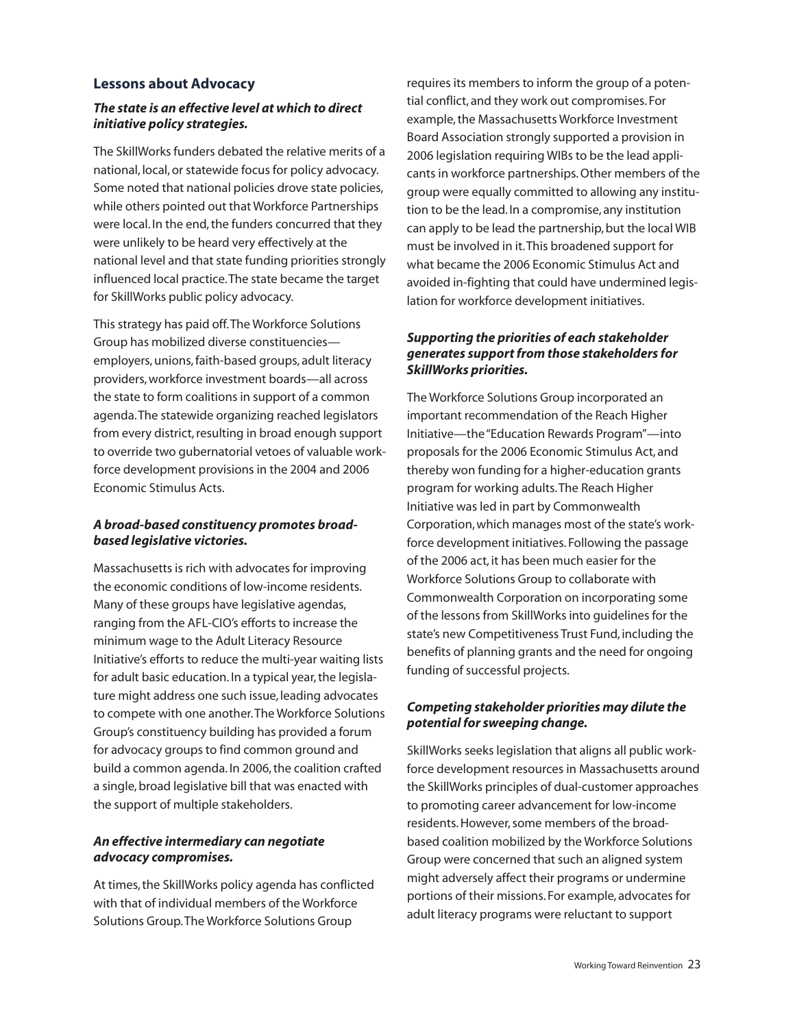## Lessons about Advocacy

### *The state is an effective level at which to direct initiative policy strategies.*

The SkillWorks funders debated the relative merits of a national, local, or statewide focus for policy advocacy. Some noted that national policies drove state policies, while others pointed out that Workforce Partnerships were local. In the end, the funders concurred that they were unlikely to be heard very effectively at the national level and that state funding priorities strongly influenced local practice. The state became the target for SkillWorks public policy advocacy.

This strategy has paid off. The Workforce Solutions Group has mobilized diverse constituencies—employers, unions, faith-based groups, adult literacy providers, workforce investment boards—all across the state to form coalitions in support of a common agenda. The statewide organizing reached legislators from every district, resulting in broad enough support to override two gubernatorial vetoes of valuable workforce development provisions in the 2004 and 2006 Economic Stimulus Acts.

### *A broad-based constituency promotes broad-based legislative victories.*

Massachusetts is rich with advocates for improving the economic conditions of low-income residents. Many of these groups have legislative agendas, ranging from the AFL-CIO's efforts to increase the minimum wage to the Adult Literacy Resource Initiative's efforts to reduce the multi-year waiting lists for adult basic education. In a typical year, the legislature might address one such issue, leading advocates to compete with one another. The Workforce Solutions Group's constituency building has provided a forum for advocacy groups to find common ground and build a common agenda. In 2006, the coalition crafted a single, broad legislative bill that was enacted with the support of multiple stakeholders.

### *An effective intermediary can negotiate advocacy compromises.*

At times, the SkillWorks policy agenda has conflicted with that of individual members of the Workforce Solutions Group. The Workforce Solutions Group requires its members to inform the group of a potential conflict, and they work out compromises. For example, the Massachusetts Workforce Investment Board Association strongly supported a provision in 2006 legislation requiring WIBs to be the lead applicants in workforce partnerships. Other members of the group were equally committed to allowing any institution to be the lead. In a compromise, any institution can apply to be lead the partnership, but the local WIB must be involved in it. This broadened support for what became the 2006 Economic Stimulus Act and avoided in-fighting that could have undermined legislation for workforce development initiatives.

### *Supporting the priorities of each stakeholder generates support from those stakeholders for SkillWorks priorities.*

The Workforce Solutions Group incorporated an important recommendation of the Reach Higher Initiative—the "Education Rewards Program"—into proposals for the 2006 Economic Stimulus Act, and thereby won funding for a higher-education grants program for working adults. The Reach Higher Initiative was led in part by Commonwealth Corporation, which manages most of the state's workforce development initiatives. Following the passage of the 2006 act, it has been much easier for the Workforce Solutions Group to collaborate with Commonwealth Corporation on incorporating some of the lessons from SkillWorks into guidelines for the state's new Competitiveness Trust Fund, including the benefits of planning grants and the need for ongoing funding of successful projects.

### *Competing stakeholder priorities may dilute the potential for sweeping change.*

SkillWorks seeks legislation that aligns all public workforce development resources in Massachusetts around the SkillWorks principles of dual-customer approaches to promoting career advancement for low-income residents. However, some members of the broad-based coalition mobilized by the Workforce Solutions Group were concerned that such an aligned system might adversely affect their programs or undermine portions of their missions. For example, advocates for adult literacy programs were reluctant to support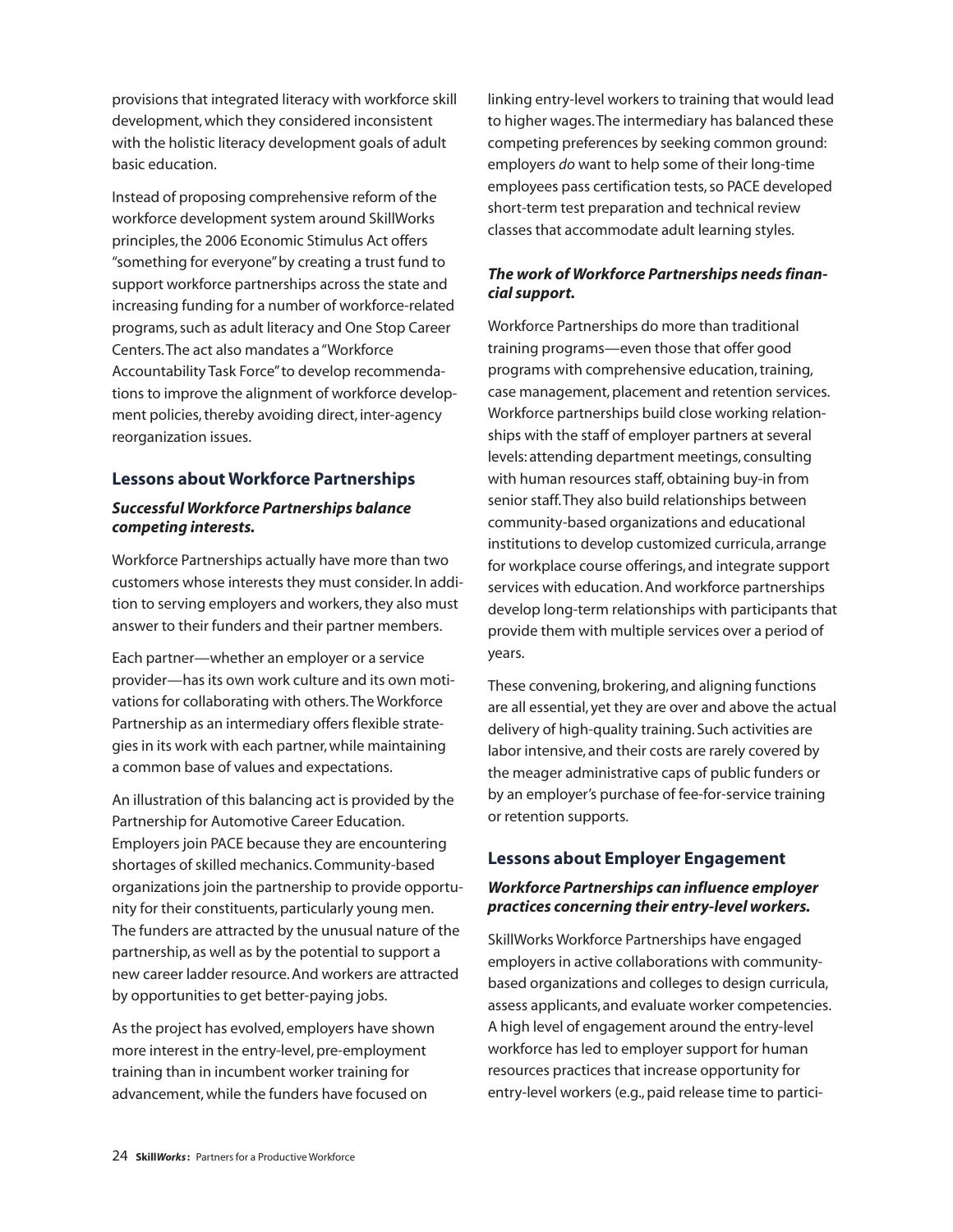provisions that integrated literacy with workforce skill development, which they considered inconsistent with the holistic literacy development goals of adult basic education.

Instead of proposing comprehensive reform of the workforce development system around SkillWorks principles, the 2006 Economic Stimulus Act offers "something for everyone" by creating a trust fund to support workforce partnerships across the state and increasing funding for a number of workforce-related programs, such as adult literacy and One Stop Career Centers. The act also mandates a "Workforce Accountability Task Force" to develop recommendations to improve the alignment of workforce development policies, thereby avoiding direct, inter-agency reorganization issues.

## Lessons about Workforce Partnerships

### *Successful Workforce Partnerships balance competing interests.*

Workforce Partnerships actually have more than two customers whose interests they must consider. In addition to serving employers and workers, they also must answer to their funders and their partner members.

Each partner—whether an employer or a service provider—has its own work culture and its own motivations for collaborating with others. The Workforce Partnership as an intermediary offers flexible strategies in its work with each partner, while maintaining a common base of values and expectations.

An illustration of this balancing act is provided by the Partnership for Automotive Career Education. Employers join PACE because they are encountering shortages of skilled mechanics. Community-based organizations join the partnership to provide opportunity for their constituents, particularly young men. The funders are attracted by the unusual nature of the partnership, as well as by the potential to support a new career ladder resource. And workers are attracted by opportunities to get better-paying jobs.

As the project has evolved, employers have shown more interest in the entry-level, pre-employment training than in incumbent worker training for advancement, while the funders have focused on linking entry-level workers to training that would lead to higher wages. The intermediary has balanced these competing preferences by seeking common ground: employers *do* want to help some of their long-time employees pass certification tests, so PACE developed short-term test preparation and technical review classes that accommodate adult learning styles.

### *The work of Workforce Partnerships needs financial support.*

Workforce Partnerships do more than traditional training programs—even those that offer good programs with comprehensive education, training, case management, placement and retention services. Workforce partnerships build close working relationships with the staff of employer partners at several levels: attending department meetings, consulting with human resources staff, obtaining buy-in from senior staff. They also build relationships between community-based organizations and educational institutions to develop customized curricula, arrange for workplace course offerings, and integrate support services with education. And workforce partnerships develop long-term relationships with participants that provide them with multiple services over a period of years.

These convening, brokering, and aligning functions are all essential, yet they are over and above the actual delivery of high-quality training. Such activities are labor intensive, and their costs are rarely covered by the meager administrative caps of public funders or by an employer's purchase of fee-for-service training or retention supports.

## Lessons about Employer Engagement

### *Workforce Partnerships can influence employer practices concerning their entry-level workers.*

SkillWorks Workforce Partnerships have engaged employers in active collaborations with community-based organizations and colleges to design curricula, assess applicants, and evaluate worker competencies. A high level of engagement around the entry-level workforce has led to employer support for human resources practices that increase opportunity for entry-level workers (e.g., paid release time to partici-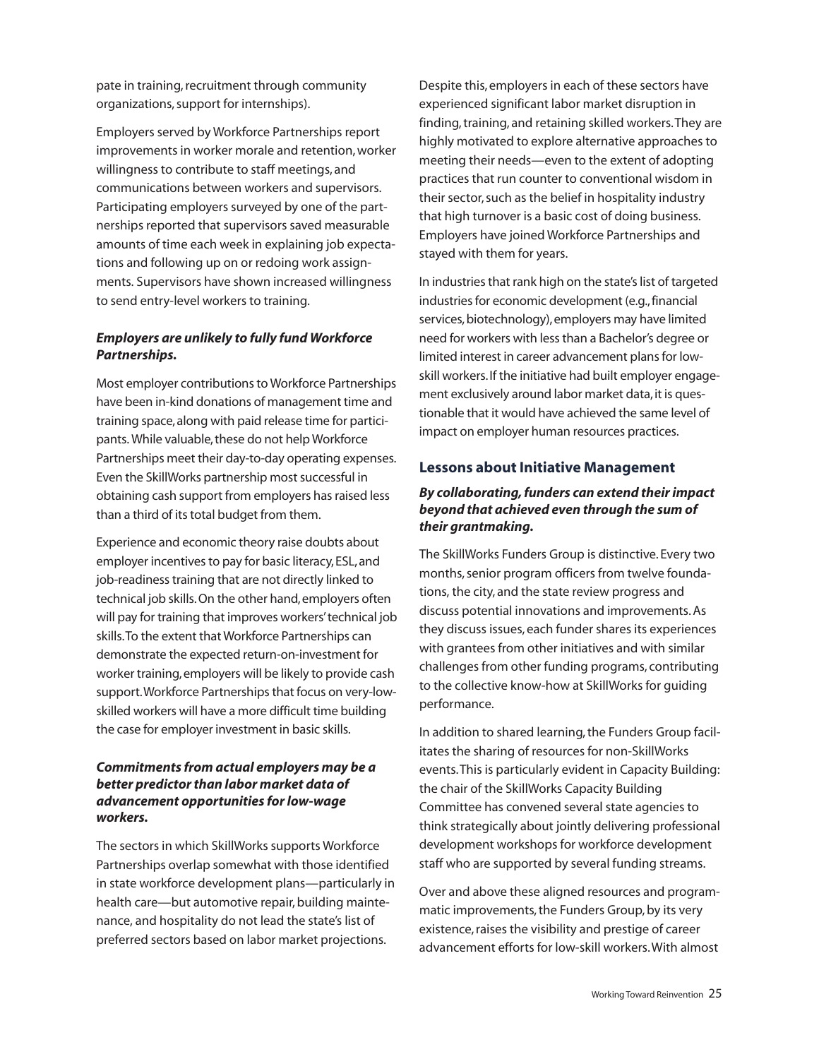pate in training, recruitment through community organizations, support for internships).

Employers served by Workforce Partnerships report improvements in worker morale and retention, worker willingness to contribute to staff meetings, and communications between workers and supervisors. Participating employers surveyed by one of the partnerships reported that supervisors saved measurable amounts of time each week in explaining job expectations and following up on or redoing work assignments. Supervisors have shown increased willingness to send entry-level workers to training.

***Employers are unlikely to fully fund Workforce Partnerships.***

Most employer contributions to Workforce Partnerships have been in-kind donations of management time and training space, along with paid release time for participants. While valuable, these do not help Workforce Partnerships meet their day-to-day operating expenses. Even the SkillWorks partnership most successful in obtaining cash support from employers has raised less than a third of its total budget from them.

Experience and economic theory raise doubts about employer incentives to pay for basic literacy, ESL, and job-readiness training that are not directly linked to technical job skills. On the other hand, employers often will pay for training that improves workers' technical job skills. To the extent that Workforce Partnerships can demonstrate the expected return-on-investment for worker training, employers will be likely to provide cash support. Workforce Partnerships that focus on very-low-skilled workers will have a more difficult time building the case for employer investment in basic skills.

***Commitments from actual employers may be a better predictor than labor market data of advancement opportunities for low-wage workers.***

The sectors in which SkillWorks supports Workforce Partnerships overlap somewhat with those identified in state workforce development plans—particularly in health care—but automotive repair, building maintenance, and hospitality do not lead the state's list of preferred sectors based on labor market projections.

Despite this, employers in each of these sectors have experienced significant labor market disruption in finding, training, and retaining skilled workers. They are highly motivated to explore alternative approaches to meeting their needs—even to the extent of adopting practices that run counter to conventional wisdom in their sector, such as the belief in hospitality industry that high turnover is a basic cost of doing business. Employers have joined Workforce Partnerships and stayed with them for years.

In industries that rank high on the state's list of targeted industries for economic development (e.g., financial services, biotechnology), employers may have limited need for workers with less than a Bachelor's degree or limited interest in career advancement plans for low-skill workers. If the initiative had built employer engagement exclusively around labor market data, it is questionable that it would have achieved the same level of impact on employer human resources practices.

## Lessons about Initiative Management

***By collaborating, funders can extend their impact beyond that achieved even through the sum of their grantmaking.***

The SkillWorks Funders Group is distinctive. Every two months, senior program officers from twelve foundations, the city, and the state review progress and discuss potential innovations and improvements. As they discuss issues, each funder shares its experiences with grantees from other initiatives and with similar challenges from other funding programs, contributing to the collective know-how at SkillWorks for guiding performance.

In addition to shared learning, the Funders Group facilitates the sharing of resources for non-SkillWorks events. This is particularly evident in Capacity Building: the chair of the SkillWorks Capacity Building Committee has convened several state agencies to think strategically about jointly delivering professional development workshops for workforce development staff who are supported by several funding streams.

Over and above these aligned resources and programmatic improvements, the Funders Group, by its very existence, raises the visibility and prestige of career advancement efforts for low-skill workers. With almost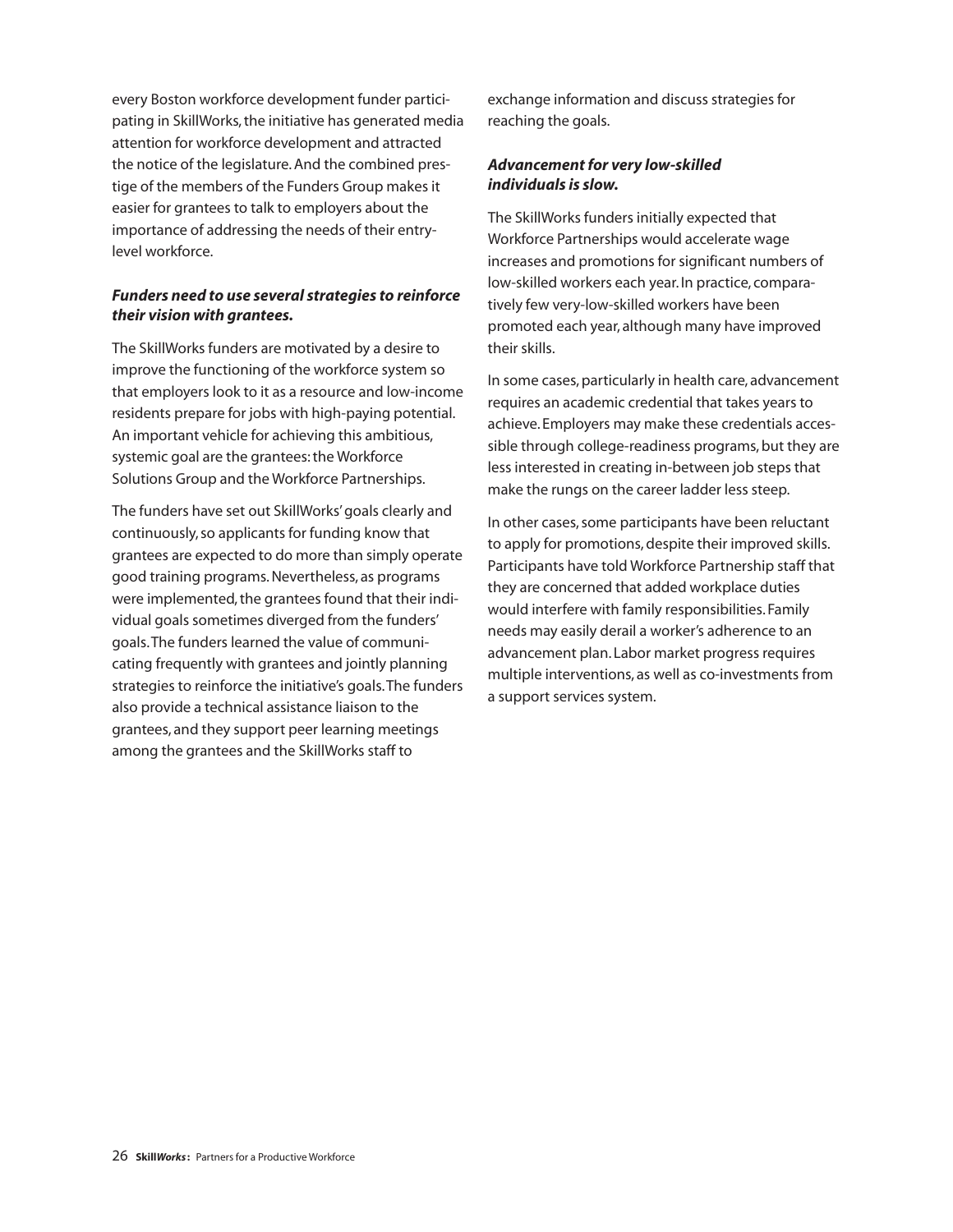every Boston workforce development funder participating in SkillWorks, the initiative has generated media attention for workforce development and attracted the notice of the legislature. And the combined prestige of the members of the Funders Group makes it easier for grantees to talk to employers about the importance of addressing the needs of their entry-level workforce.

***Funders need to use several strategies to reinforce their vision with grantees.***

The SkillWorks funders are motivated by a desire to improve the functioning of the workforce system so that employers look to it as a resource and low-income residents prepare for jobs with high-paying potential. An important vehicle for achieving this ambitious, systemic goal are the grantees: the Workforce Solutions Group and the Workforce Partnerships.

The funders have set out SkillWorks' goals clearly and continuously, so applicants for funding know that grantees are expected to do more than simply operate good training programs. Nevertheless, as programs were implemented, the grantees found that their individual goals sometimes diverged from the funders' goals. The funders learned the value of communicating frequently with grantees and jointly planning strategies to reinforce the initiative's goals. The funders also provide a technical assistance liaison to the grantees, and they support peer learning meetings among the grantees and the SkillWorks staff to exchange information and discuss strategies for reaching the goals.

***Advancement for very low-skilled individuals is slow.***

The SkillWorks funders initially expected that Workforce Partnerships would accelerate wage increases and promotions for significant numbers of low-skilled workers each year. In practice, comparatively few very-low-skilled workers have been promoted each year, although many have improved their skills.

In some cases, particularly in health care, advancement requires an academic credential that takes years to achieve. Employers may make these credentials accessible through college-readiness programs, but they are less interested in creating in-between job steps that make the rungs on the career ladder less steep.

In other cases, some participants have been reluctant to apply for promotions, despite their improved skills. Participants have told Workforce Partnership staff that they are concerned that added workplace duties would interfere with family responsibilities. Family needs may easily derail a worker's adherence to an advancement plan. Labor market progress requires multiple interventions, as well as co-investments from a support services system.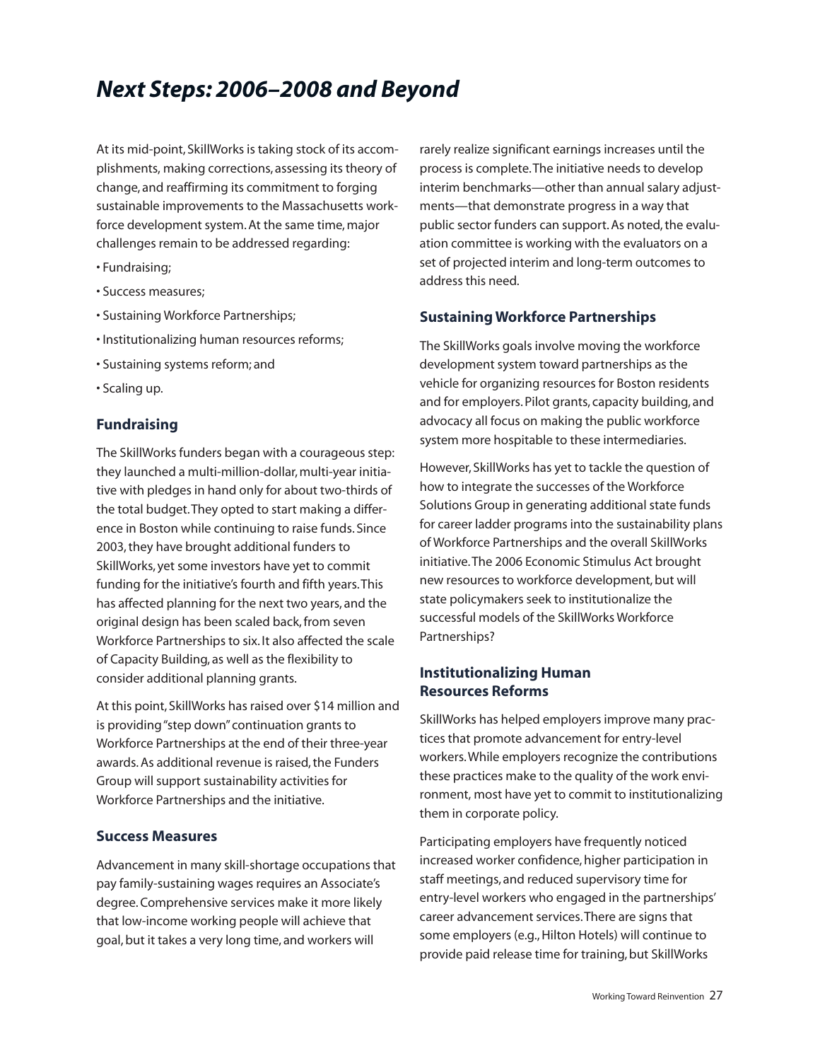# *Next Steps: 2006–2008 and Beyond*

At its mid-point, SkillWorks is taking stock of its accomplishments, making corrections, assessing its theory of change, and reaffirming its commitment to forging sustainable improvements to the Massachusetts workforce development system. At the same time, major challenges remain to be addressed regarding:

- Fundraising;
- Success measures;
- Sustaining Workforce Partnerships;
- Institutionalizing human resources reforms;
- Sustaining systems reform; and
- Scaling up.

## Fundraising

The SkillWorks funders began with a courageous step: they launched a multi-million-dollar, multi-year initiative with pledges in hand only for about two-thirds of the total budget. They opted to start making a difference in Boston while continuing to raise funds. Since 2003, they have brought additional funders to SkillWorks, yet some investors have yet to commit funding for the initiative's fourth and fifth years. This has affected planning for the next two years, and the original design has been scaled back, from seven Workforce Partnerships to six. It also affected the scale of Capacity Building, as well as the flexibility to consider additional planning grants.

At this point, SkillWorks has raised over $14 million and is providing "step down" continuation grants to Workforce Partnerships at the end of their three-year awards. As additional revenue is raised, the Funders Group will support sustainability activities for Workforce Partnerships and the initiative.

## Success Measures

Advancement in many skill-shortage occupations that pay family-sustaining wages requires an Associate's degree. Comprehensive services make it more likely that low-income working people will achieve that goal, but it takes a very long time, and workers will rarely realize significant earnings increases until the process is complete. The initiative needs to develop interim benchmarks—other than annual salary adjustments—that demonstrate progress in a way that public sector funders can support. As noted, the evaluation committee is working with the evaluators on a set of projected interim and long-term outcomes to address this need.

## Sustaining Workforce Partnerships

The SkillWorks goals involve moving the workforce development system toward partnerships as the vehicle for organizing resources for Boston residents and for employers. Pilot grants, capacity building, and advocacy all focus on making the public workforce system more hospitable to these intermediaries.

However, SkillWorks has yet to tackle the question of how to integrate the successes of the Workforce Solutions Group in generating additional state funds for career ladder programs into the sustainability plans of Workforce Partnerships and the overall SkillWorks initiative. The 2006 Economic Stimulus Act brought new resources to workforce development, but will state policymakers seek to institutionalize the successful models of the SkillWorks Workforce Partnerships?

## Institutionalizing Human Resources Reforms

SkillWorks has helped employers improve many practices that promote advancement for entry-level workers. While employers recognize the contributions these practices make to the quality of the work environment, most have yet to commit to institutionalizing them in corporate policy.

Participating employers have frequently noticed increased worker confidence, higher participation in staff meetings, and reduced supervisory time for entry-level workers who engaged in the partnerships' career advancement services. There are signs that some employers (e.g., Hilton Hotels) will continue to provide paid release time for training, but SkillWorks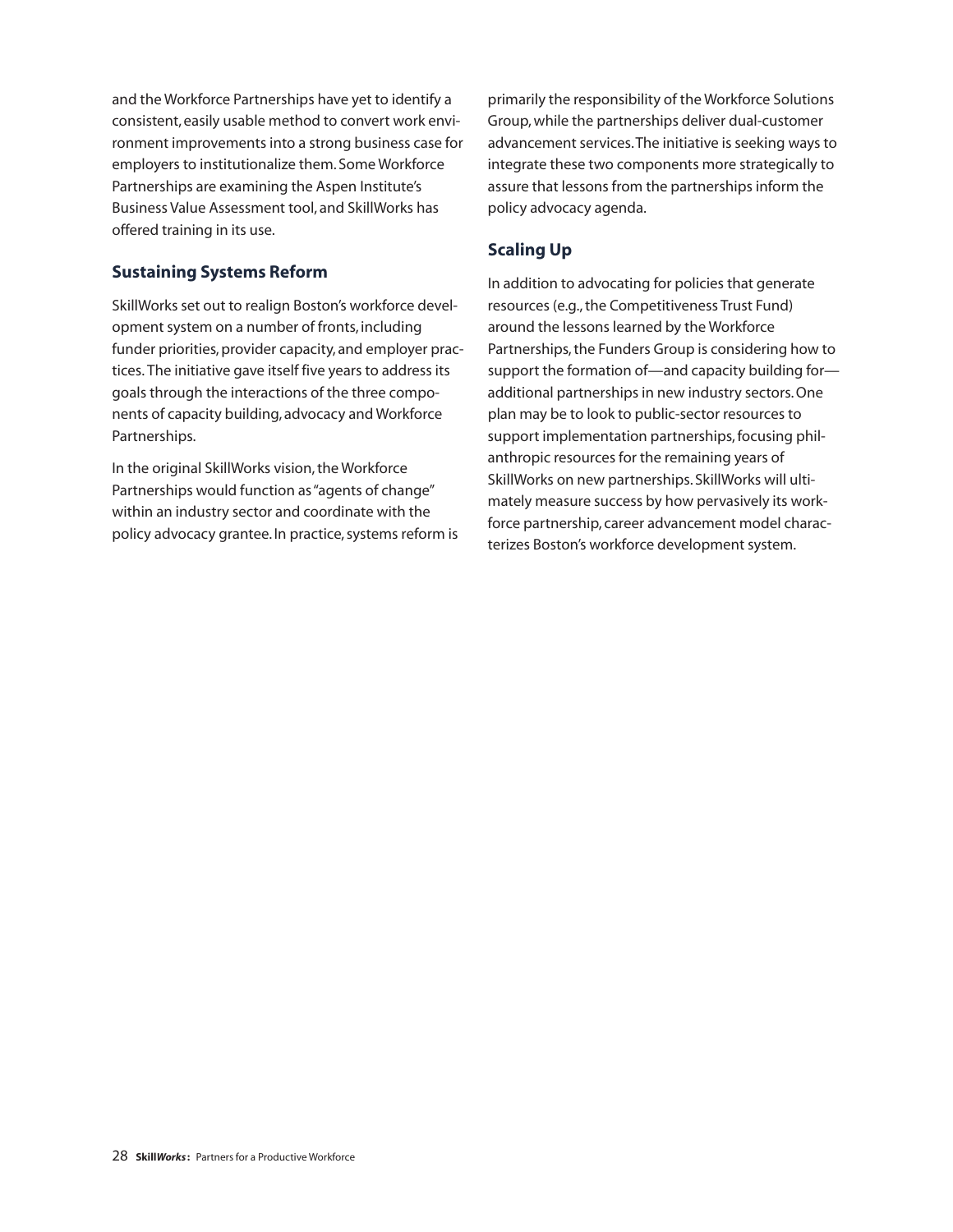and the Workforce Partnerships have yet to identify a consistent, easily usable method to convert work environment improvements into a strong business case for employers to institutionalize them. Some Workforce Partnerships are examining the Aspen Institute's Business Value Assessment tool, and SkillWorks has offered training in its use.

### Sustaining Systems Reform

SkillWorks set out to realign Boston's workforce development system on a number of fronts, including funder priorities, provider capacity, and employer practices. The initiative gave itself five years to address its goals through the interactions of the three components of capacity building, advocacy and Workforce Partnerships.

In the original SkillWorks vision, the Workforce Partnerships would function as "agents of change" within an industry sector and coordinate with the policy advocacy grantee. In practice, systems reform is primarily the responsibility of the Workforce Solutions Group, while the partnerships deliver dual-customer advancement services. The initiative is seeking ways to integrate these two components more strategically to assure that lessons from the partnerships inform the policy advocacy agenda.

### Scaling Up

In addition to advocating for policies that generate resources (e.g., the Competitiveness Trust Fund) around the lessons learned by the Workforce Partnerships, the Funders Group is considering how to support the formation of—and capacity building for—additional partnerships in new industry sectors. One plan may be to look to public-sector resources to support implementation partnerships, focusing philanthropic resources for the remaining years of SkillWorks on new partnerships. SkillWorks will ultimately measure success by how pervasively its workforce partnership, career advancement model characterizes Boston's workforce development system.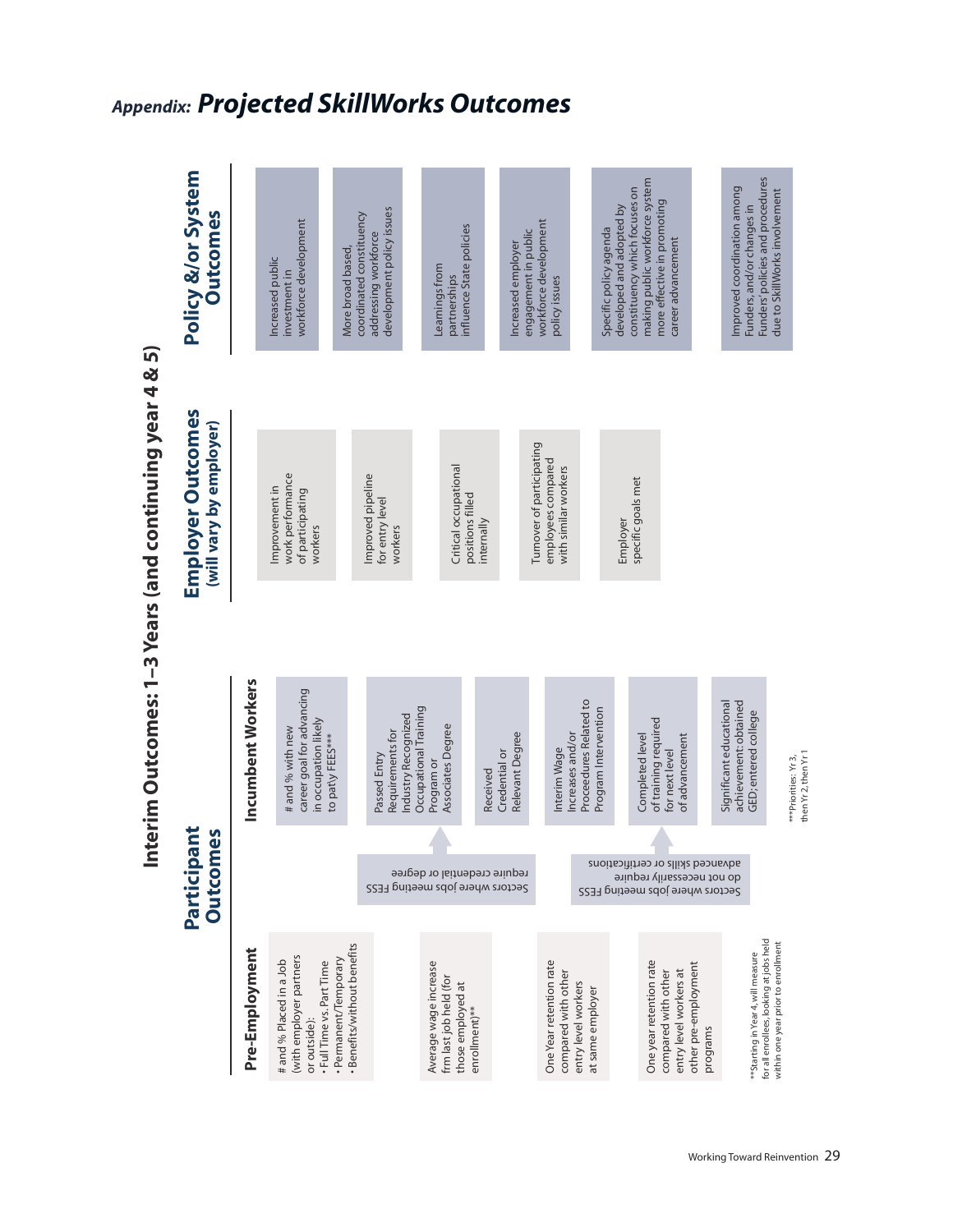## *Appendix: Projected SkillWorks Outcomes*

# Interim Outcomes: 1–3 Years (and continuing year 4 & 5)

## Participant Outcomes

### Pre-Employment

- # and % Placed in a Job (with employer partners or outside):
  - Full Time vs. Part Time
  - Permanent/Temporary
  - Benefits/without benefits
- Average wage increase frm last job held (for those employed at enrollment)**
- One Year retention rate compared with other entry level workers at same employer
- One year retention rate compared with other entry level workers at other pre-employment programs

**Starting in Year 4, will measure for all enrollees, looking at jobs held within one year prior to enrollment

### Incumbent Workers

- # and % with new career goal for advancing in occupation likely to pat/y FEES***

Sectors where jobs meeting FESS require credential or degree:

- Passed Entry Requirements for Industry Recognized Occupational Training Program or Associates Degree
- Received Credential or Relevant Degree

Sectors where jobs meeting FESS do not necessarily require advanced skills or certifications:

- Interim Wage Increases and/or Proceedures Related to Program Intervention
- Completed level of training required for next level of advancement

- Significant educational achievement: obtained GED; entered college

***Priorities: Yr 3, then Yr 2, then Yr 1

## Employer Outcomes
**(will vary by employer)**

- Improvement in work perfomance of participating workers
- Improved pipeline for entry level workers
- Critical occupational positions filled internally
- Turnover of participating employees compared with similar workers
- Employer specific goals met

## Policy &/or System Outcomes

- Increased public investment in workforce development
- More broad based, coordinated constituency addressing workforce development policy issues
- Learnings from partnerships influence State policies
- Increased employer engagement in public workforce development policy issues
- Specific policy agenda developed and adopted by constituency which focuses on making public workforce system more effective in promoting career advancement
- Improved coordination among Funders, and/or changes in Funders' policies and procedures due to SkillWorks involvement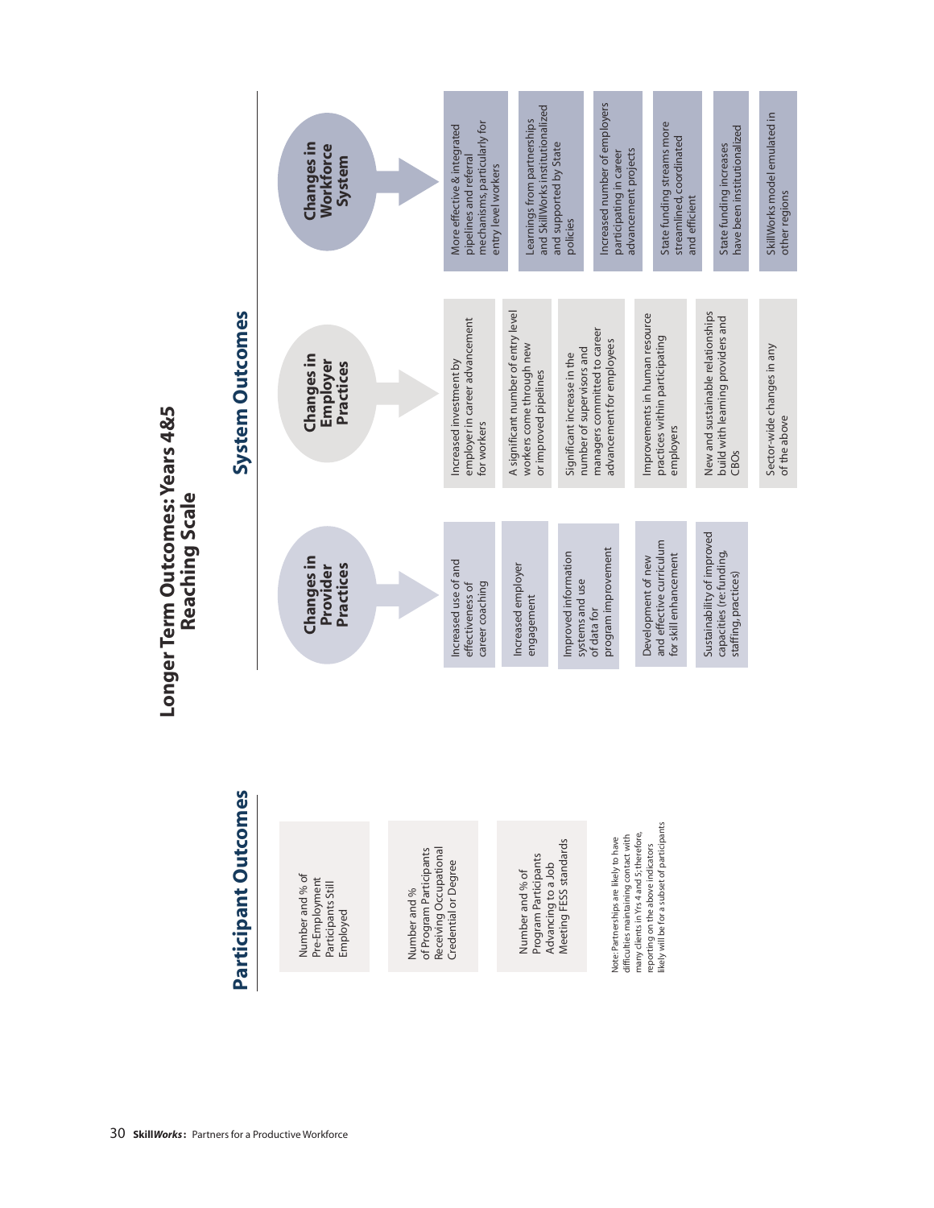# Longer Term Outcomes: Years 4&5 Reaching Scale

## Participant Outcomes

- Number and % of Pre-Employment Participants Still Employed
- Number and % of Program Participants Receiving Occupational Credential or Degree
- Number and % of Program Participants Advancing to a Job Meeting FESS standards

Note: Partnerships are likely to have difficulties maintaining contact with many clients in Yrs 4 and 5; therefore, reporting on the above indicators likely will be for a subset of participants

## System Outcomes

### Changes in Provider Practices

- Increased use of and effectiveness of career coaching
- Increased employer engagement
- Improved information systems and use of data for program improvement
- Development of new and effective curriculum for skill enhancement
- Sustainability of improved capacities (re: funding, staffing, practices)

### Changes in Employer Practices

- Increased investment by employer in career advancement for workers
- A significant number of entry level workers come through new or improved pipelines
- Significant increase in the number of supervisors and managers committed to career advancement for employees
- Improvements in human resource practices within participating employers
- New and sustainable relationships build with learning providers and CBOs
- Sector-wide changes in any of the above

### Changes in Workforce System

- More effective & integrated pipelines and referral mechanisms, particularly for entry level workers
- Learnings from partnerships and SkillWorks institutionalized and supported by State policies
- Increased number of employers participating in career advancement projects
- State funding streams more streamlined, coordinated and efficient
- State funding increases have been institutionalized
- SkillWorks model emulated in other regions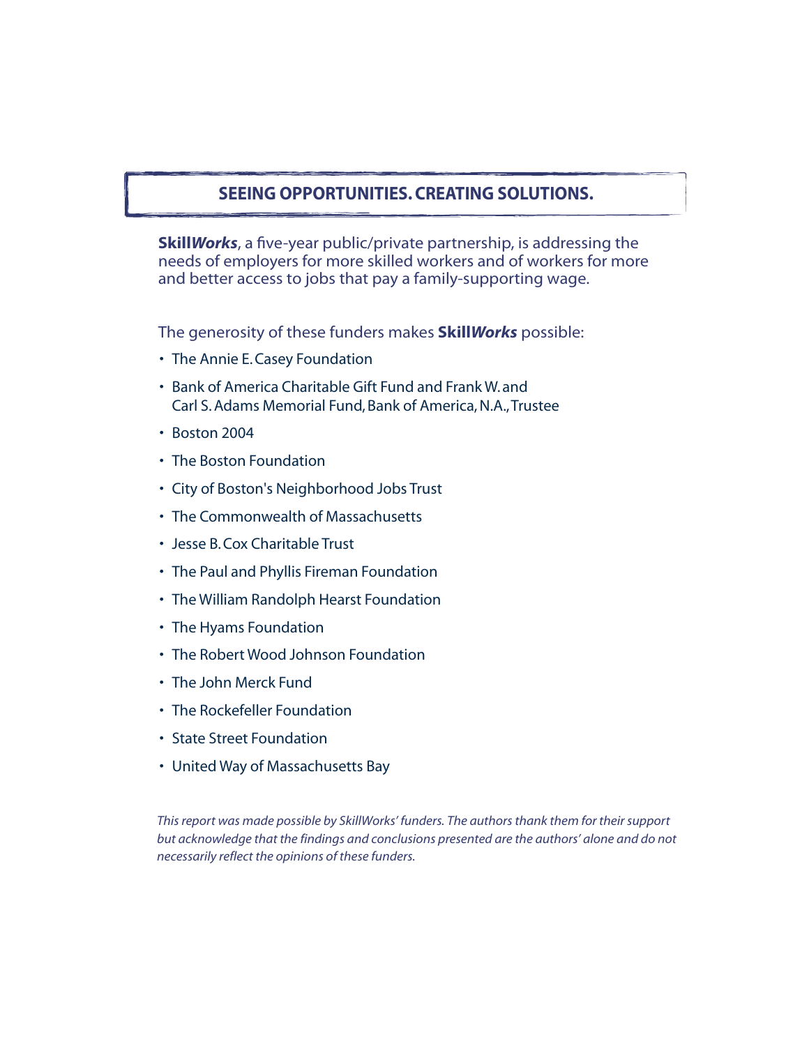## SEEING OPPORTUNITIES. CREATING SOLUTIONS.

**Skill*Works***, a five-year public/private partnership, is addressing the needs of employers for more skilled workers and of workers for more and better access to jobs that pay a family-supporting wage.

The generosity of these funders makes **Skill*Works*** possible:

- The Annie E. Casey Foundation
- Bank of America Charitable Gift Fund and Frank W. and Carl S. Adams Memorial Fund, Bank of America, N.A., Trustee
- Boston 2004
- The Boston Foundation
- City of Boston's Neighborhood Jobs Trust
- The Commonwealth of Massachusetts
- Jesse B. Cox Charitable Trust
- The Paul and Phyllis Fireman Foundation
- The William Randolph Hearst Foundation
- The Hyams Foundation
- The Robert Wood Johnson Foundation
- The John Merck Fund
- The Rockefeller Foundation
- State Street Foundation
- United Way of Massachusetts Bay

*This report was made possible by SkillWorks' funders. The authors thank them for their support but acknowledge that the findings and conclusions presented are the authors' alone and do not necessarily reflect the opinions of these funders.*